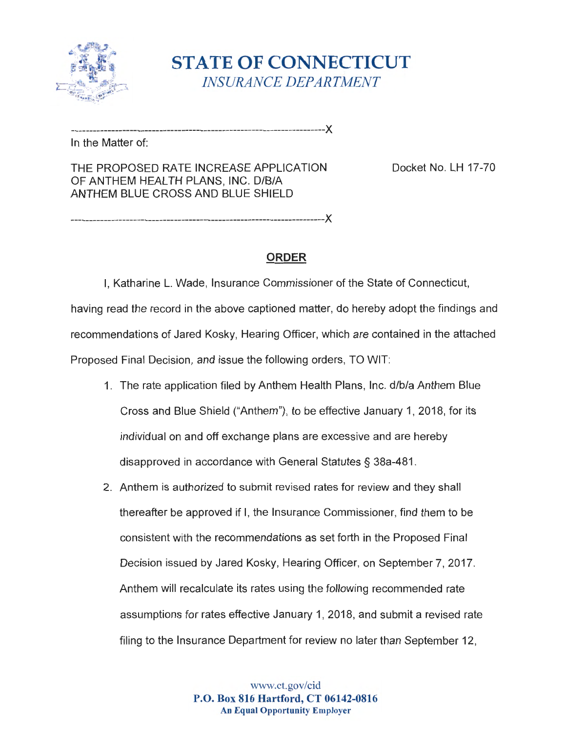# STATE OF CONNECTICUT
*INSURANCE DEPARTMENT*

---------------------------------------------------------------------X

In the Matter of:

THE PROPOSED RATE INCREASE APPLICATION OF ANTHEM HEALTH PLANS, INC. D/B/A ANTHEM BLUE CROSS AND BLUE SHIELD

Docket No. LH 17-70

---------------------------------------------------------------------X

## ORDER

I, Katharine L. Wade, Insurance Commissioner of the State of Connecticut, having read the record in the above captioned matter, do hereby adopt the findings and recommendations of Jared Kosky, Hearing Officer, which are contained in the attached Proposed Final Decision, and issue the following orders, TO WIT:

1. The rate application filed by Anthem Health Plans, Inc. d/b/a Anthem Blue Cross and Blue Shield ("Anthem"), to be effective January 1, 2018, for its individual on and off exchange plans are excessive and are hereby disapproved in accordance with General Statutes § 38a-481.

2. Anthem is authorized to submit revised rates for review and they shall thereafter be approved if I, the Insurance Commissioner, find them to be consistent with the recommendations as set forth in the Proposed Final Decision issued by Jared Kosky, Hearing Officer, on September 7, 2017. Anthem will recalculate its rates using the following recommended rate assumptions for rates effective January 1, 2018, and submit a revised rate filing to the Insurance Department for review no later than September 12,

www.ct.gov/cid

**P.O. Box 816 Hartford, CT 06142-0816**

**An Equal Opportunity Employer**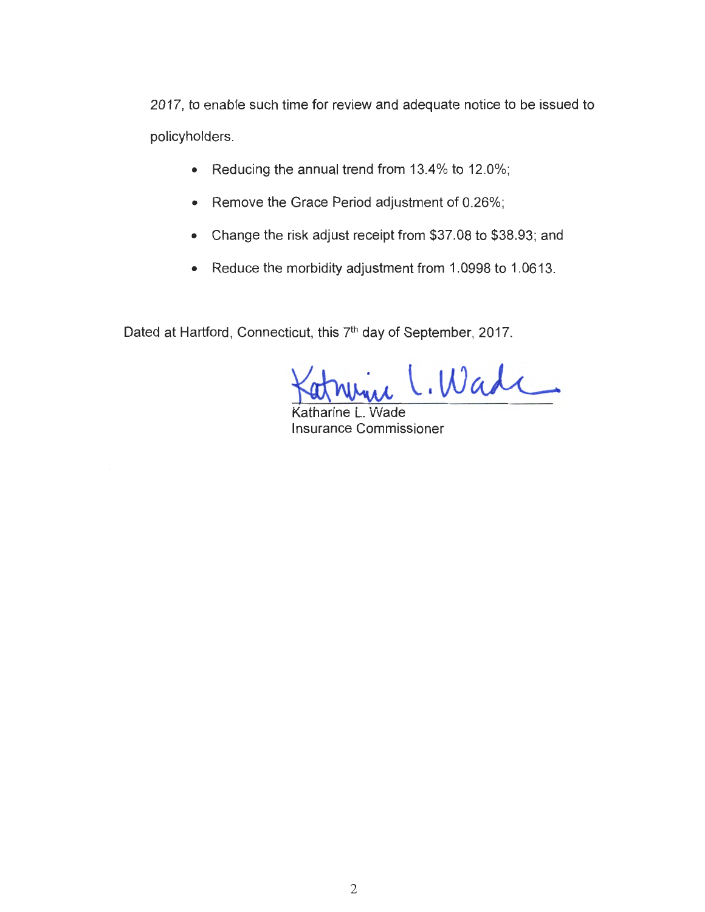2017, to enable such time for review and adequate notice to be issued to policyholders.

- Reducing the annual trend from 13.4% to 12.0%;
- Remove the Grace Period adjustment of 0.26%;
- Change the risk adjust receipt from $37.08 to $38.93; and
- Reduce the morbidity adjustment from 1.0998 to 1.0613.

Dated at Hartford, Connecticut, this 7th day of September, 2017.

Katharine L. Wade
Insurance Commissioner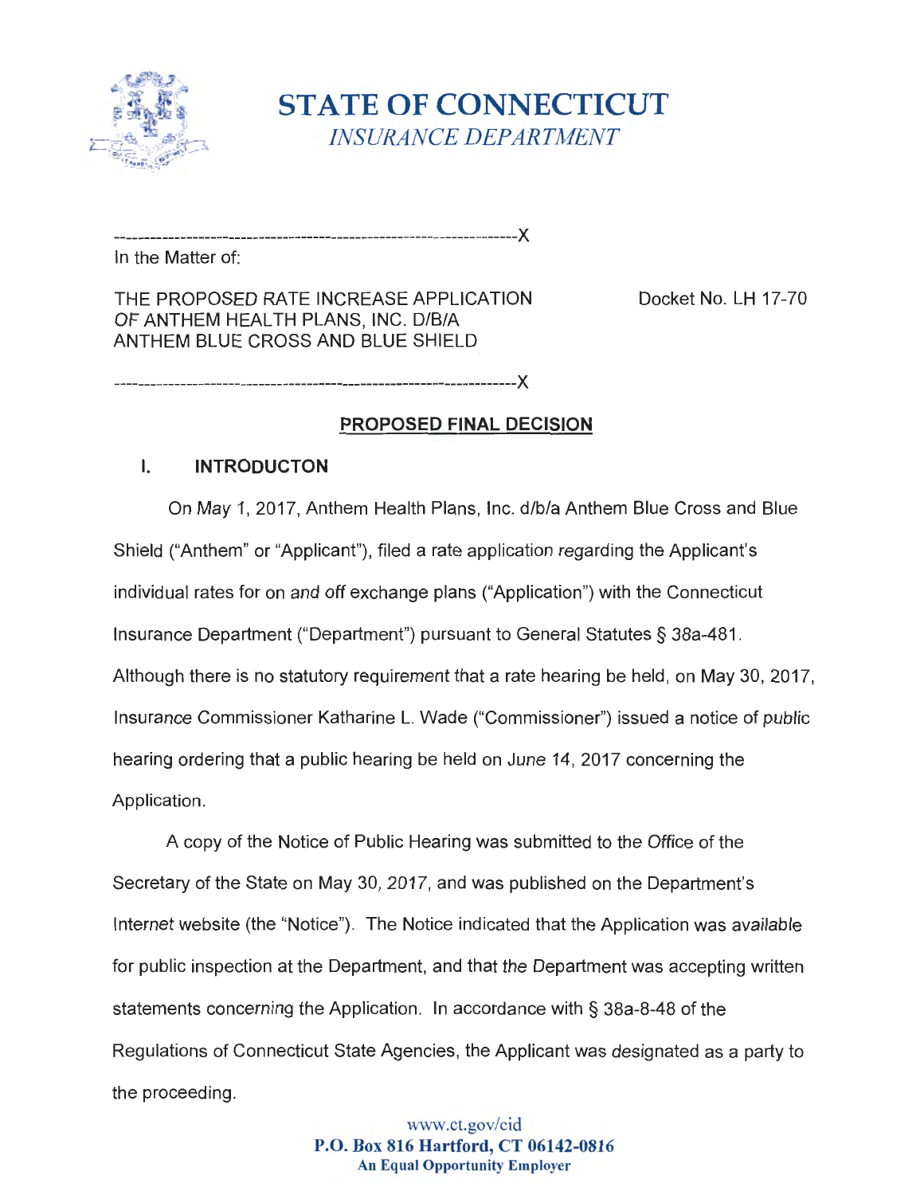# STATE OF CONNECTICUT
*INSURANCE DEPARTMENT*

---------------------------------------------------------------------X

In the Matter of:

THE PROPOSED RATE INCREASE APPLICATION OF ANTHEM HEALTH PLANS, INC. D/B/A ANTHEM BLUE CROSS AND BLUE SHIELD

Docket No. LH 17-70

---------------------------------------------------------------------X

## PROPOSED FINAL DECISION

### I. INTRODUCTON

On May 1, 2017, Anthem Health Plans, Inc. d/b/a Anthem Blue Cross and Blue Shield ("Anthem" or "Applicant"), filed a rate application regarding the Applicant's individual rates for on and off exchange plans ("Application") with the Connecticut Insurance Department ("Department") pursuant to General Statutes § 38a-481. Although there is no statutory requirement that a rate hearing be held, on May 30, 2017, Insurance Commissioner Katharine L. Wade ("Commissioner") issued a notice of public hearing ordering that a public hearing be held on June 14, 2017 concerning the Application.

A copy of the Notice of Public Hearing was submitted to the Office of the Secretary of the State on May 30, 2017, and was published on the Department's Internet website (the "Notice"). The Notice indicated that the Application was available for public inspection at the Department, and that the Department was accepting written statements concerning the Application. In accordance with § 38a-8-48 of the Regulations of Connecticut State Agencies, the Applicant was designated as a party to the proceeding.

www.ct.gov/cid
**P.O. Box 816 Hartford, CT 06142-0816**
**An Equal Opportunity Employer**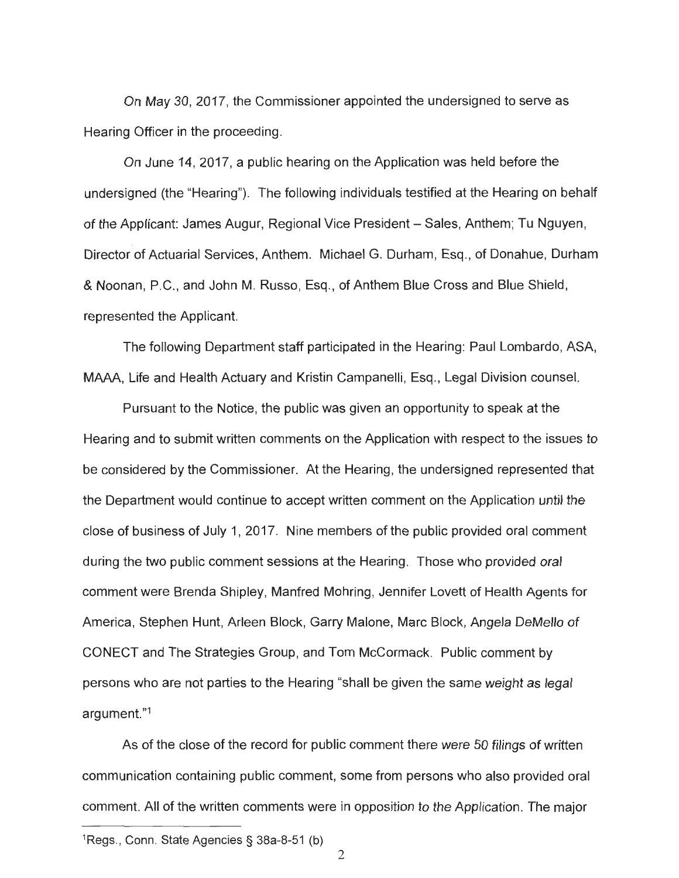On May 30, 2017, the Commissioner appointed the undersigned to serve as Hearing Officer in the proceeding.

On June 14, 2017, a public hearing on the Application was held before the undersigned (the "Hearing"). The following individuals testified at the Hearing on behalf of the Applicant: James Augur, Regional Vice President – Sales, Anthem; Tu Nguyen, Director of Actuarial Services, Anthem. Michael G. Durham, Esq., of Donahue, Durham & Noonan, P.C., and John M. Russo, Esq., of Anthem Blue Cross and Blue Shield, represented the Applicant.

The following Department staff participated in the Hearing: Paul Lombardo, ASA, MAAA, Life and Health Actuary and Kristin Campanelli, Esq., Legal Division counsel.

Pursuant to the Notice, the public was given an opportunity to speak at the Hearing and to submit written comments on the Application with respect to the issues to be considered by the Commissioner. At the Hearing, the undersigned represented that the Department would continue to accept written comment on the Application until the close of business of July 1, 2017. Nine members of the public provided oral comment during the two public comment sessions at the Hearing. Those who provided oral comment were Brenda Shipley, Manfred Mohring, Jennifer Lovett of Health Agents for America, Stephen Hunt, Arleen Block, Garry Malone, Marc Block, Angela DeMello of CONECT and The Strategies Group, and Tom McCormack. Public comment by persons who are not parties to the Hearing "shall be given the same weight as legal argument."[1]

As of the close of the record for public comment there were 50 filings of written communication containing public comment, some from persons who also provided oral comment. All of the written comments were in opposition to the Application. The major

[1] Regs., Conn. State Agencies § 38a-8-51 (b)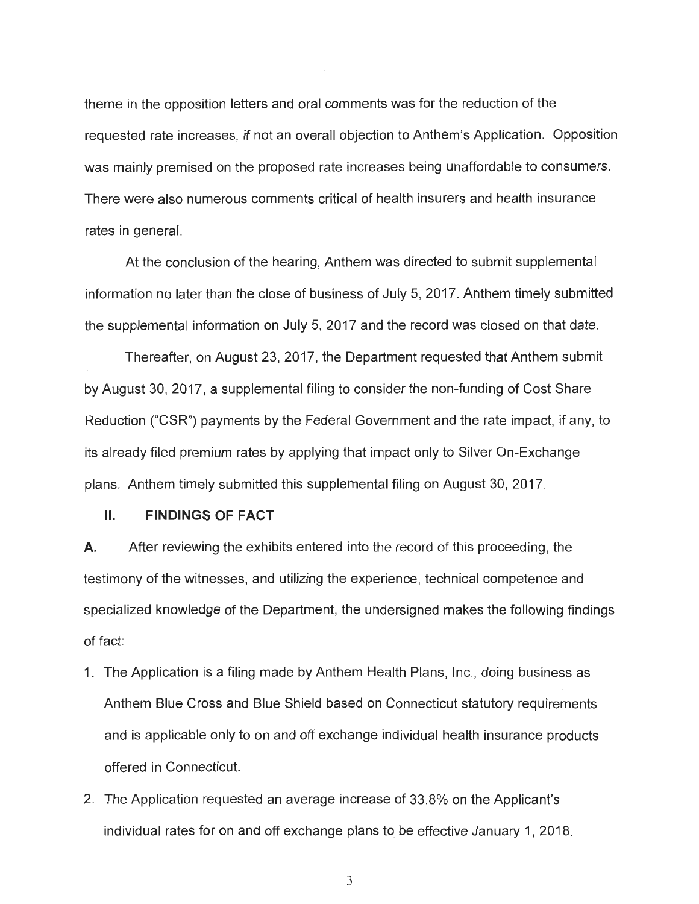theme in the opposition letters and oral comments was for the reduction of the requested rate increases, if not an overall objection to Anthem's Application. Opposition was mainly premised on the proposed rate increases being unaffordable to consumers. There were also numerous comments critical of health insurers and health insurance rates in general.

At the conclusion of the hearing, Anthem was directed to submit supplemental information no later than the close of business of July 5, 2017. Anthem timely submitted the supplemental information on July 5, 2017 and the record was closed on that date.

Thereafter, on August 23, 2017, the Department requested that Anthem submit by August 30, 2017, a supplemental filing to consider the non-funding of Cost Share Reduction ("CSR") payments by the Federal Government and the rate impact, if any, to its already filed premium rates by applying that impact only to Silver On-Exchange plans. Anthem timely submitted this supplemental filing on August 30, 2017.

## II. FINDINGS OF FACT

**A.** After reviewing the exhibits entered into the record of this proceeding, the testimony of the witnesses, and utilizing the experience, technical competence and specialized knowledge of the Department, the undersigned makes the following findings of fact:

1. The Application is a filing made by Anthem Health Plans, Inc., doing business as Anthem Blue Cross and Blue Shield based on Connecticut statutory requirements and is applicable only to on and off exchange individual health insurance products offered in Connecticut.
2. The Application requested an average increase of 33.8% on the Applicant's individual rates for on and off exchange plans to be effective January 1, 2018.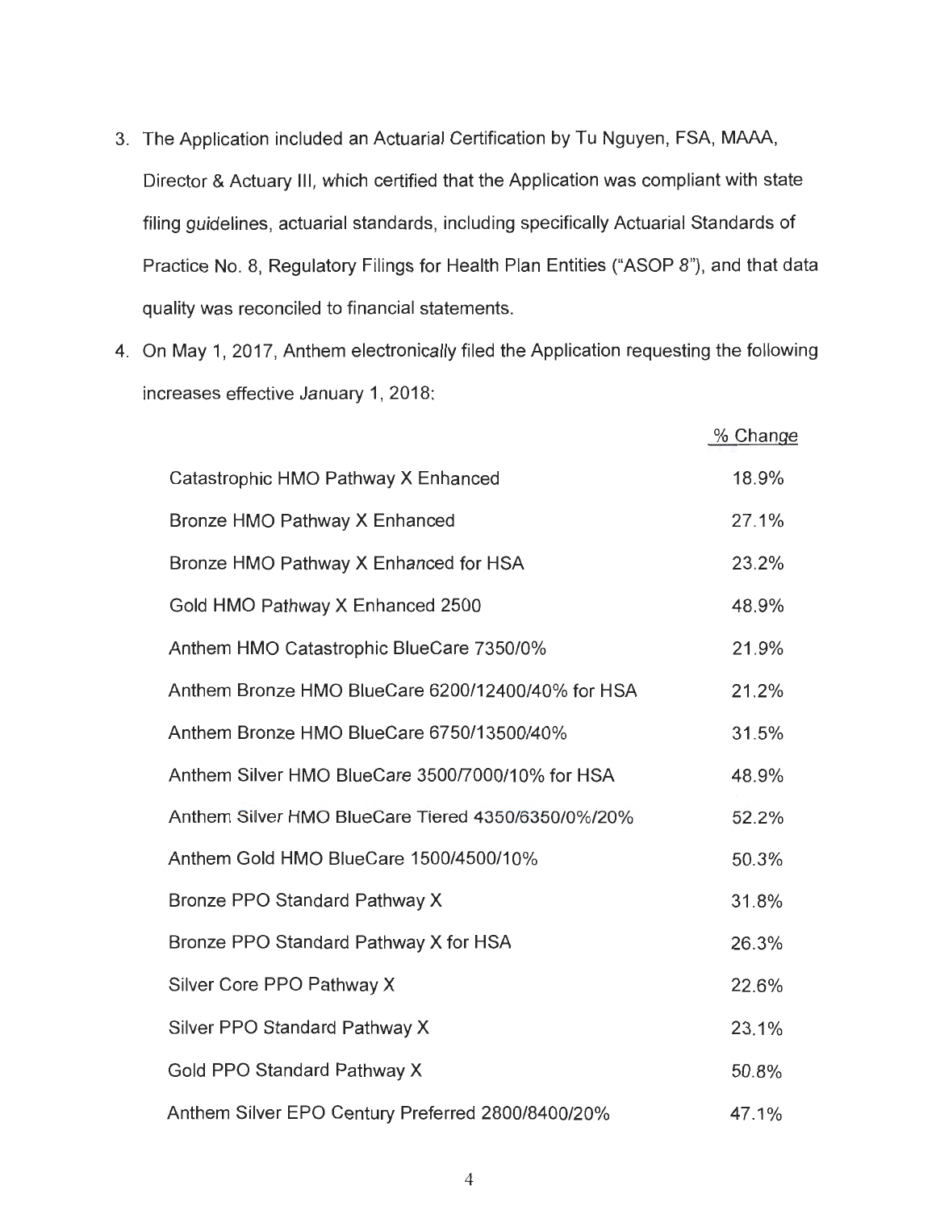3. The Application included an Actuarial Certification by Tu Nguyen, FSA, MAAA, Director & Actuary III, which certified that the Application was compliant with state filing guidelines, actuarial standards, including specifically Actuarial Standards of Practice No. 8, Regulatory Filings for Health Plan Entities ("ASOP 8"), and that data quality was reconciled to financial statements.

4. On May 1, 2017, Anthem electronically filed the Application requesting the following increases effective January 1, 2018:

| | % Change |
|---|---|
| Catastrophic HMO Pathway X Enhanced | 18.9% |
| Bronze HMO Pathway X Enhanced | 27.1% |
| Bronze HMO Pathway X Enhanced for HSA | 23.2% |
| Gold HMO Pathway X Enhanced 2500 | 48.9% |
| Anthem HMO Catastrophic BlueCare 7350/0% | 21.9% |
| Anthem Bronze HMO BlueCare 6200/12400/40% for HSA | 21.2% |
| Anthem Bronze HMO BlueCare 6750/13500/40% | 31.5% |
| Anthem Silver HMO BlueCare 3500/7000/10% for HSA | 48.9% |
| Anthem Silver HMO BlueCare Tiered 4350/6350/0%/20% | 52.2% |
| Anthem Gold HMO BlueCare 1500/4500/10% | 50.3% |
| Bronze PPO Standard Pathway X | 31.8% |
| Bronze PPO Standard Pathway X for HSA | 26.3% |
| Silver Core PPO Pathway X | 22.6% |
| Silver PPO Standard Pathway X | 23.1% |
| Gold PPO Standard Pathway X | 50.8% |
| Anthem Silver EPO Century Preferred 2800/8400/20% | 47.1% |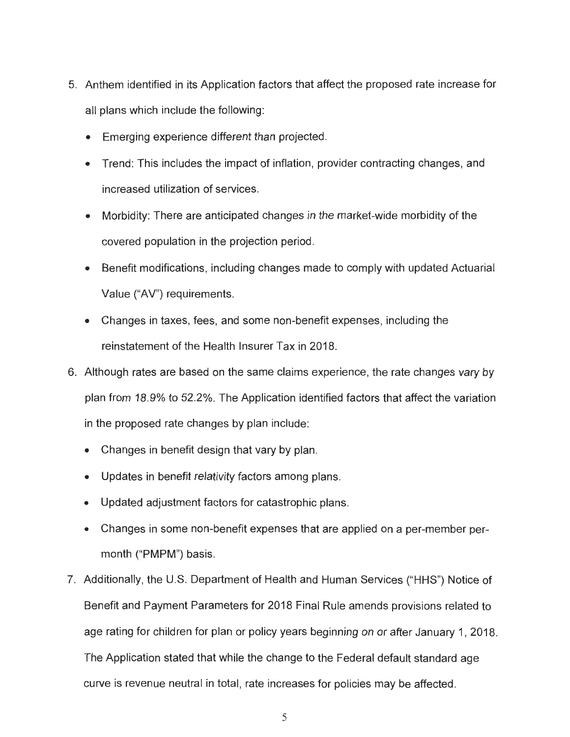5. Anthem identified in its Application factors that affect the proposed rate increase for all plans which include the following:
   - Emerging experience different than projected.
   - Trend: This includes the impact of inflation, provider contracting changes, and increased utilization of services.
   - Morbidity: There are anticipated changes in the market-wide morbidity of the covered population in the projection period.
   - Benefit modifications, including changes made to comply with updated Actuarial Value ("AV") requirements.
   - Changes in taxes, fees, and some non-benefit expenses, including the reinstatement of the Health Insurer Tax in 2018.
6. Although rates are based on the same claims experience, the rate changes vary by plan from 18.9% to 52.2%. The Application identified factors that affect the variation in the proposed rate changes by plan include:
   - Changes in benefit design that vary by plan.
   - Updates in benefit relativity factors among plans.
   - Updated adjustment factors for catastrophic plans.
   - Changes in some non-benefit expenses that are applied on a per-member per-month ("PMPM") basis.
7. Additionally, the U.S. Department of Health and Human Services ("HHS") Notice of Benefit and Payment Parameters for 2018 Final Rule amends provisions related to age rating for children for plan or policy years beginning on or after January 1, 2018. The Application stated that while the change to the Federal default standard age curve is revenue neutral in total, rate increases for policies may be affected.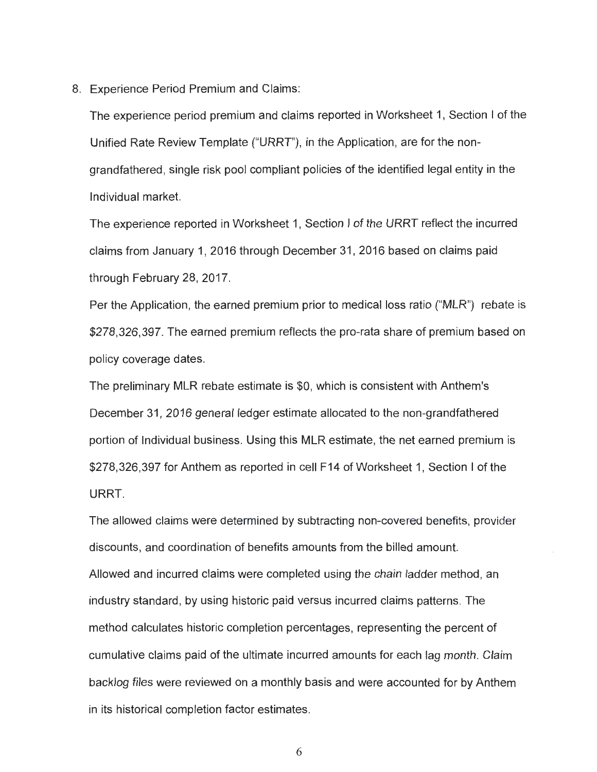8. Experience Period Premium and Claims:

   The experience period premium and claims reported in Worksheet 1, Section I of the Unified Rate Review Template ("URRT"), in the Application, are for the non-grandfathered, single risk pool compliant policies of the identified legal entity in the Individual market.

   The experience reported in Worksheet 1, Section I of the URRT reflect the incurred claims from January 1, 2016 through December 31, 2016 based on claims paid through February 28, 2017.

   Per the Application, the earned premium prior to medical loss ratio ("MLR") rebate is $278,326,397. The earned premium reflects the pro-rata share of premium based on policy coverage dates.

   The preliminary MLR rebate estimate is $0, which is consistent with Anthem's December 31, 2016 general ledger estimate allocated to the non-grandfathered portion of Individual business. Using this MLR estimate, the net earned premium is $278,326,397 for Anthem as reported in cell F14 of Worksheet 1, Section I of the URRT.

   The allowed claims were determined by subtracting non-covered benefits, provider discounts, and coordination of benefits amounts from the billed amount.

   Allowed and incurred claims were completed using the chain ladder method, an industry standard, by using historic paid versus incurred claims patterns. The method calculates historic completion percentages, representing the percent of cumulative claims paid of the ultimate incurred amounts for each lag month. Claim backlog files were reviewed on a monthly basis and were accounted for by Anthem in its historical completion factor estimates.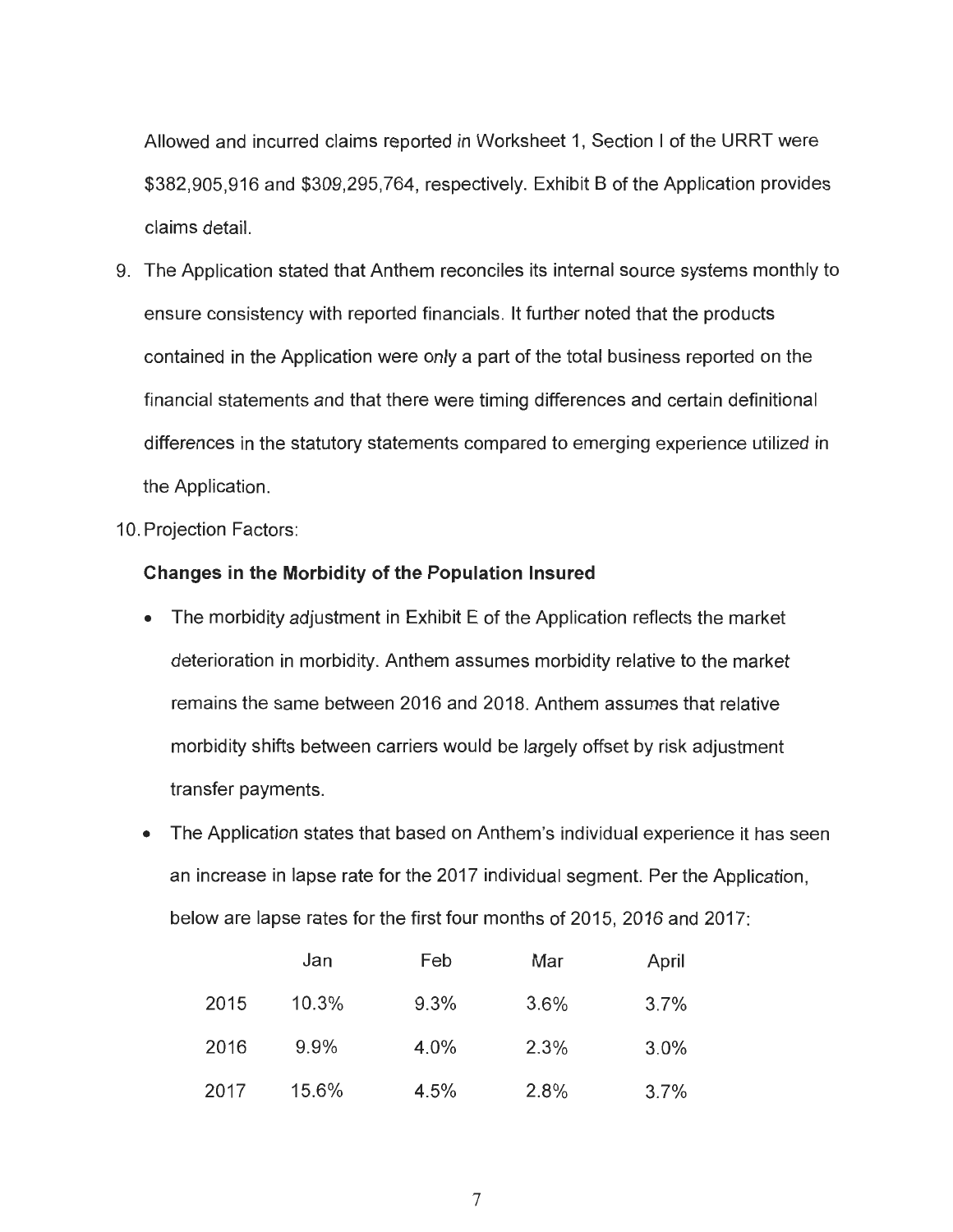Allowed and incurred claims reported in Worksheet 1, Section I of the URRT were $382,905,916 and $309,295,764, respectively. Exhibit B of the Application provides claims detail.

9. The Application stated that Anthem reconciles its internal source systems monthly to ensure consistency with reported financials. It further noted that the products contained in the Application were only a part of the total business reported on the financial statements and that there were timing differences and certain definitional differences in the statutory statements compared to emerging experience utilized in the Application.

10. Projection Factors:

**Changes in the Morbidity of the Population Insured**

- The morbidity adjustment in Exhibit E of the Application reflects the market deterioration in morbidity. Anthem assumes morbidity relative to the market remains the same between 2016 and 2018. Anthem assumes that relative morbidity shifts between carriers would be largely offset by risk adjustment transfer payments.
- The Application states that based on Anthem's individual experience it has seen an increase in lapse rate for the 2017 individual segment. Per the Application, below are lapse rates for the first four months of 2015, 2016 and 2017:

| | Jan | Feb | Mar | April |
|---|---|---|---|---|
| 2015 | 10.3% | 9.3% | 3.6% | 3.7% |
| 2016 | 9.9% | 4.0% | 2.3% | 3.0% |
| 2017 | 15.6% | 4.5% | 2.8% | 3.7% |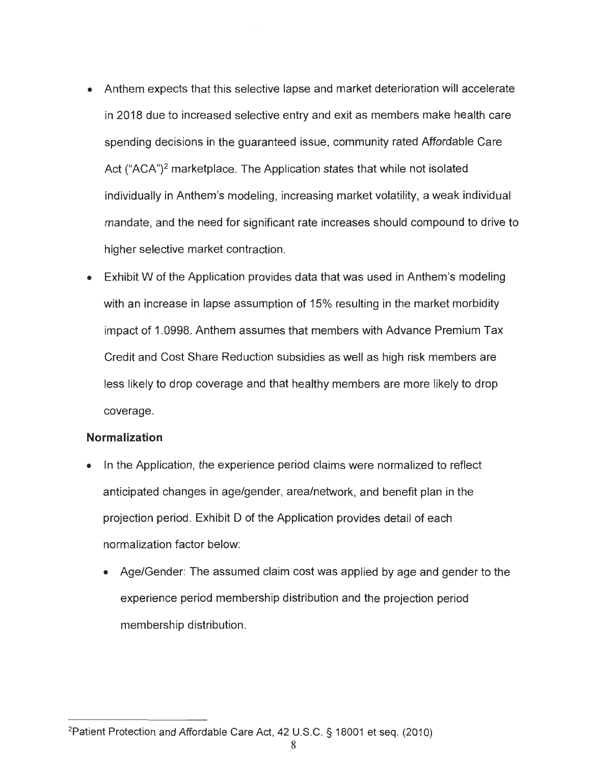- Anthem expects that this selective lapse and market deterioration will accelerate in 2018 due to increased selective entry and exit as members make health care spending decisions in the guaranteed issue, community rated Affordable Care Act ("ACA")[2] marketplace. The Application states that while not isolated individually in Anthem's modeling, increasing market volatility, a weak individual mandate, and the need for significant rate increases should compound to drive to higher selective market contraction.
- Exhibit W of the Application provides data that was used in Anthem's modeling with an increase in lapse assumption of 15% resulting in the market morbidity impact of 1.0998. Anthem assumes that members with Advance Premium Tax Credit and Cost Share Reduction subsidies as well as high risk members are less likely to drop coverage and that healthy members are more likely to drop coverage.

**Normalization**

- In the Application, the experience period claims were normalized to reflect anticipated changes in age/gender, area/network, and benefit plan in the projection period. Exhibit D of the Application provides detail of each normalization factor below:
    - Age/Gender: The assumed claim cost was applied by age and gender to the experience period membership distribution and the projection period membership distribution.

[2] Patient Protection and Affordable Care Act, 42 U.S.C. § 18001 et seq. (2010)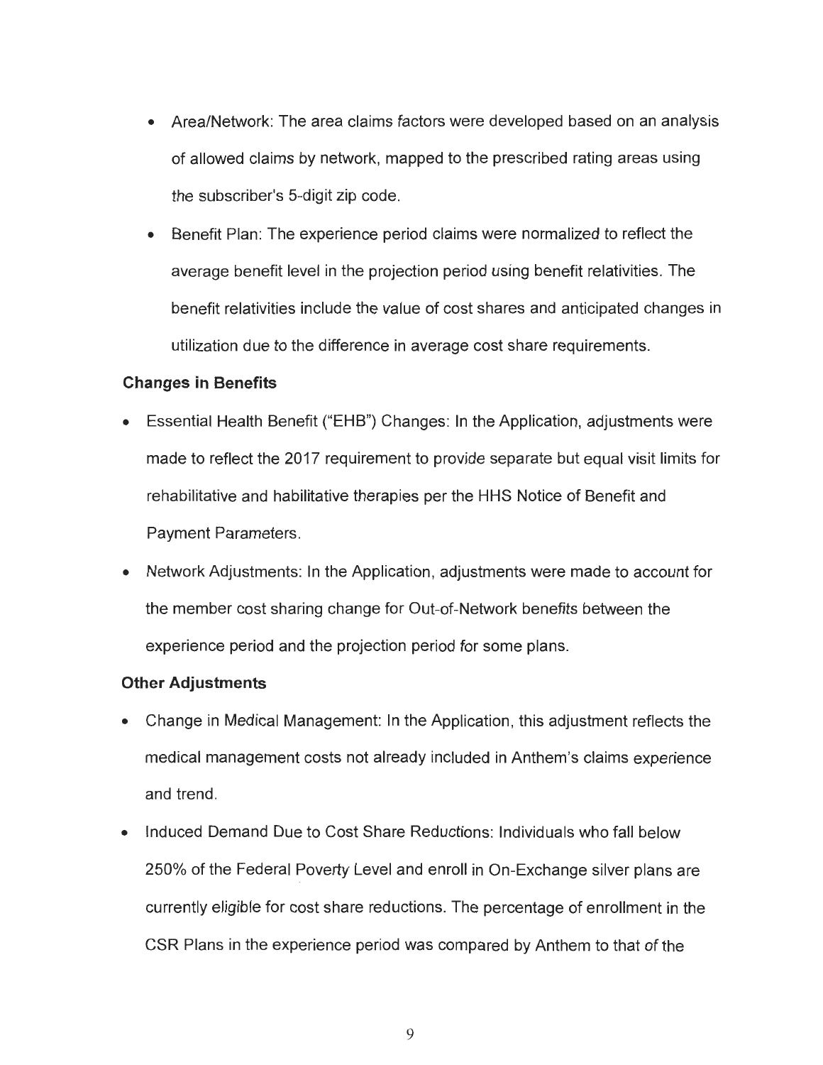- Area/Network: The area claims factors were developed based on an analysis of allowed claims by network, mapped to the prescribed rating areas using the subscriber's 5-digit zip code.
- Benefit Plan: The experience period claims were normalized to reflect the average benefit level in the projection period using benefit relativities. The benefit relativities include the value of cost shares and anticipated changes in utilization due to the difference in average cost share requirements.

**Changes in Benefits**

- Essential Health Benefit ("EHB") Changes: In the Application, adjustments were made to reflect the 2017 requirement to provide separate but equal visit limits for rehabilitative and habilitative therapies per the HHS Notice of Benefit and Payment Parameters.
- Network Adjustments: In the Application, adjustments were made to account for the member cost sharing change for Out-of-Network benefits between the experience period and the projection period for some plans.

**Other Adjustments**

- Change in Medical Management: In the Application, this adjustment reflects the medical management costs not already included in Anthem's claims experience and trend.
- Induced Demand Due to Cost Share Reductions: Individuals who fall below 250% of the Federal Poverty Level and enroll in On-Exchange silver plans are currently eligible for cost share reductions. The percentage of enrollment in the CSR Plans in the experience period was compared by Anthem to that of the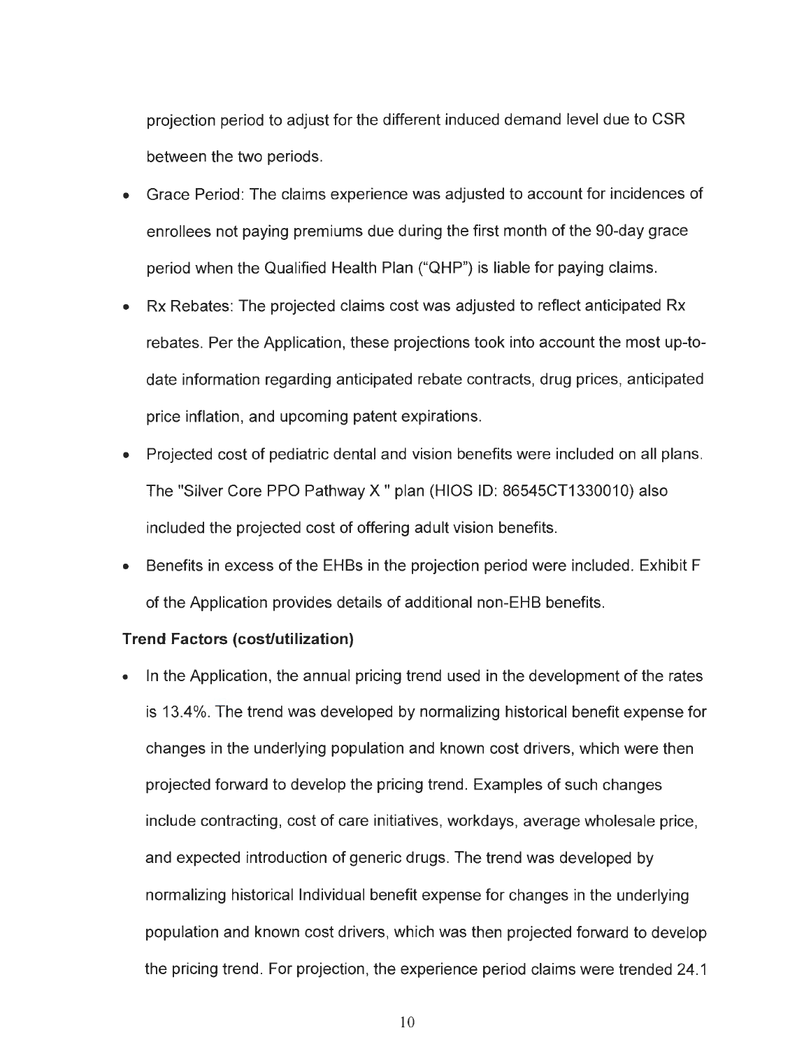projection period to adjust for the different induced demand level due to CSR between the two periods.

- Grace Period: The claims experience was adjusted to account for incidences of enrollees not paying premiums due during the first month of the 90-day grace period when the Qualified Health Plan ("QHP") is liable for paying claims.
- Rx Rebates: The projected claims cost was adjusted to reflect anticipated Rx rebates. Per the Application, these projections took into account the most up-to-date information regarding anticipated rebate contracts, drug prices, anticipated price inflation, and upcoming patent expirations.
- Projected cost of pediatric dental and vision benefits were included on all plans. The "Silver Core PPO Pathway X " plan (HIOS ID: 86545CT1330010) also included the projected cost of offering adult vision benefits.
- Benefits in excess of the EHBs in the projection period were included. Exhibit F of the Application provides details of additional non-EHB benefits.

**Trend Factors (cost/utilization)**

- In the Application, the annual pricing trend used in the development of the rates is 13.4%. The trend was developed by normalizing historical benefit expense for changes in the underlying population and known cost drivers, which were then projected forward to develop the pricing trend. Examples of such changes include contracting, cost of care initiatives, workdays, average wholesale price, and expected introduction of generic drugs. The trend was developed by normalizing historical Individual benefit expense for changes in the underlying population and known cost drivers, which was then projected forward to develop the pricing trend. For projection, the experience period claims were trended 24.1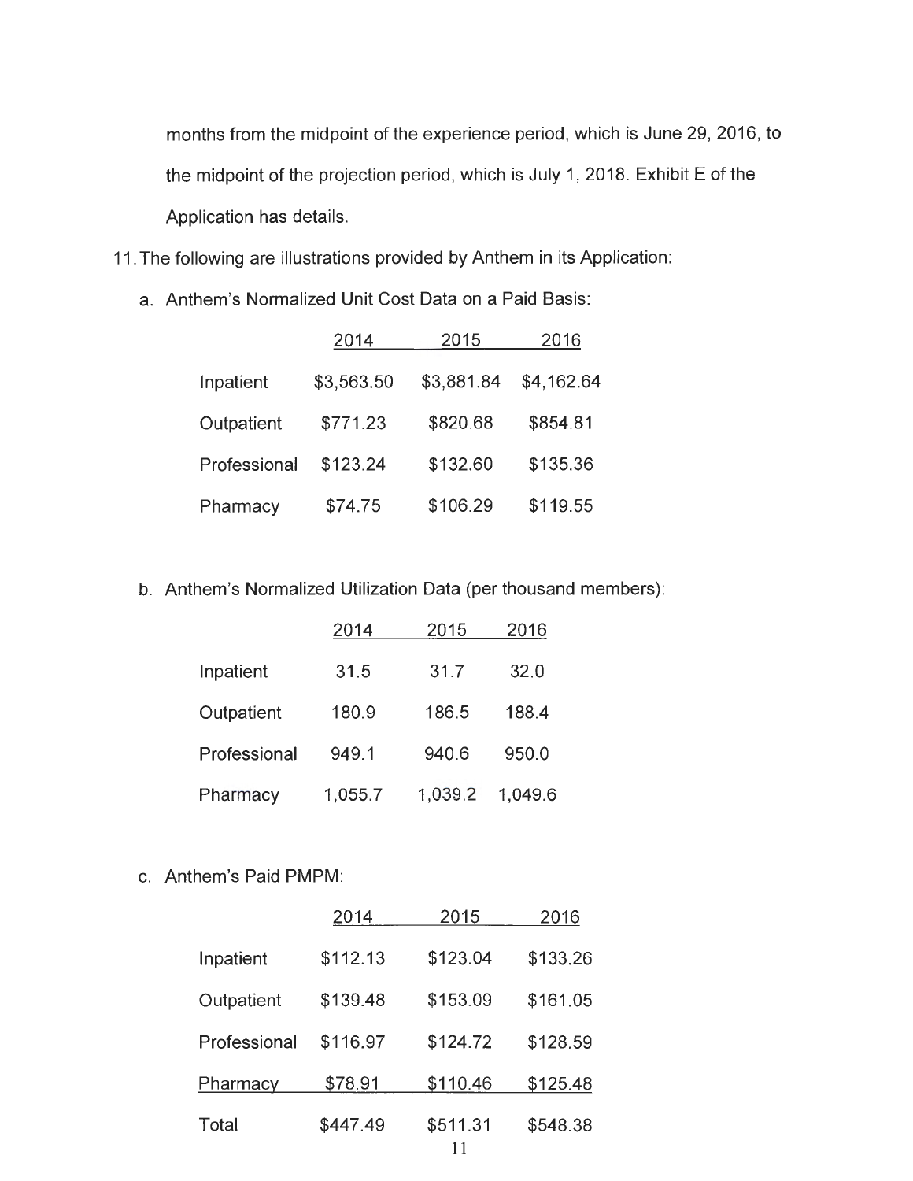months from the midpoint of the experience period, which is June 29, 2016, to the midpoint of the projection period, which is July 1, 2018. Exhibit E of the Application has details.

11. The following are illustrations provided by Anthem in its Application:

   a. Anthem's Normalized Unit Cost Data on a Paid Basis:

| | 2014 | 2015 | 2016 |
|---|---|---|---|
| Inpatient | $3,563.50 | $3,881.84 | $4,162.64 |
| Outpatient | $771.23 | $820.68 | $854.81 |
| Professional | $123.24 | $132.60 | $135.36 |
| Pharmacy | $74.75 | $106.29 | $119.55 |

   b. Anthem's Normalized Utilization Data (per thousand members):

| | 2014 | 2015 | 2016 |
|---|---|---|---|
| Inpatient | 31.5 | 31.7 | 32.0 |
| Outpatient | 180.9 | 186.5 | 188.4 |
| Professional | 949.1 | 940.6 | 950.0 |
| Pharmacy | 1,055.7 | 1,039.2 | 1,049.6 |

   c. Anthem's Paid PMPM:

| | 2014 | 2015 | 2016 |
|---|---|---|---|
| Inpatient | $112.13 | $123.04 | $133.26 |
| Outpatient | $139.48 | $153.09 | $161.05 |
| Professional | $116.97 | $124.72 | $128.59 |
| Pharmacy | $78.91 | $110.46 | $125.48 |
| Total | $447.49 | $511.31 | $548.38 |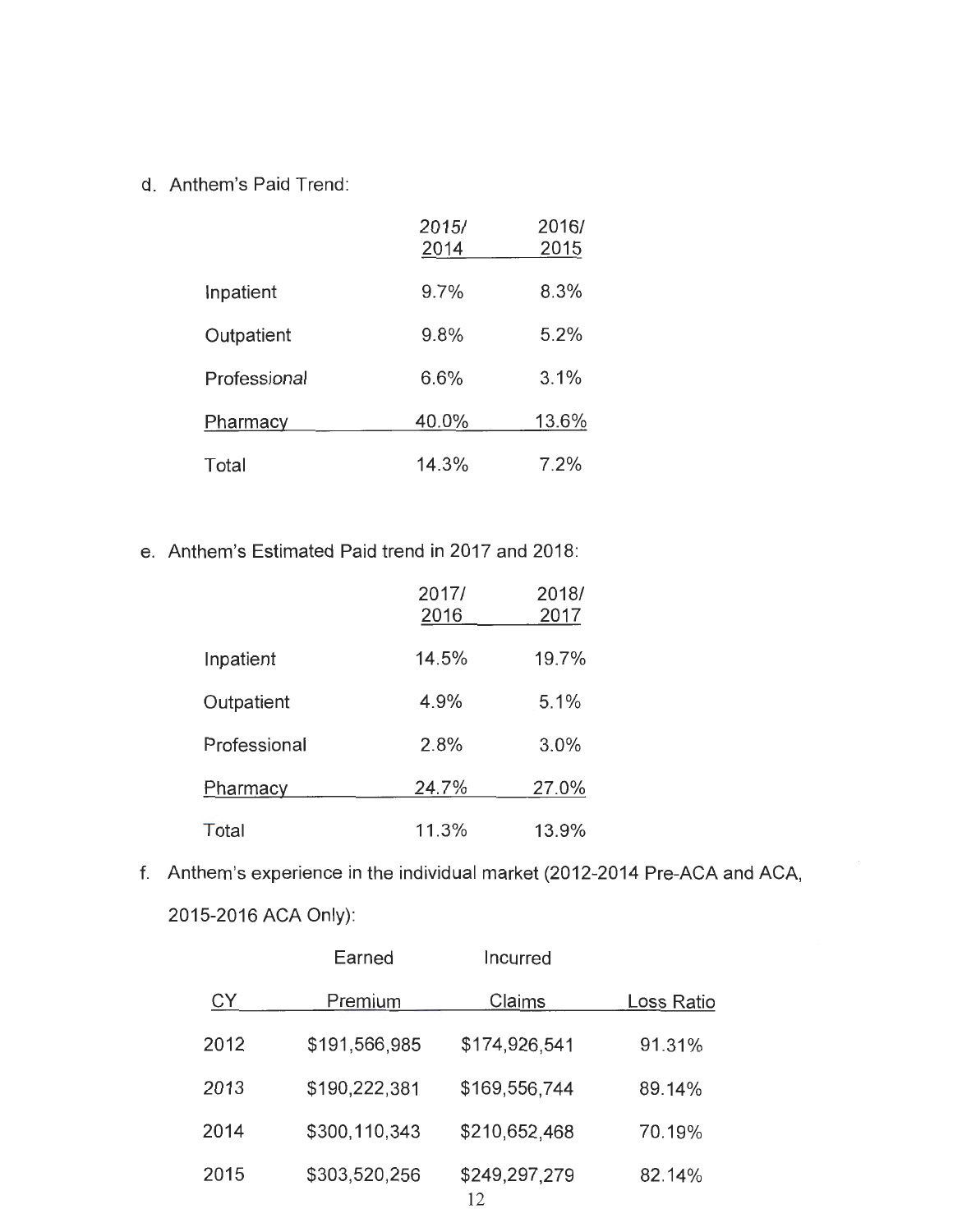d. Anthem's Paid Trend:

| | 2015/ 2014 | 2016/ 2015 |
|---|---|---|
| Inpatient | 9.7% | 8.3% |
| Outpatient | 9.8% | 5.2% |
| Professional | 6.6% | 3.1% |
| Pharmacy | 40.0% | 13.6% |
| Total | 14.3% | 7.2% |

e. Anthem's Estimated Paid trend in 2017 and 2018:

| | 2017/ 2016 | 2018/ 2017 |
|---|---|---|
| Inpatient | 14.5% | 19.7% |
| Outpatient | 4.9% | 5.1% |
| Professional | 2.8% | 3.0% |
| Pharmacy | 24.7% | 27.0% |
| Total | 11.3% | 13.9% |

f. Anthem's experience in the individual market (2012-2014 Pre-ACA and ACA, 2015-2016 ACA Only):

| CY | Earned Premium | Incurred Claims | Loss Ratio |
|---|---|---|---|
| 2012 | $191,566,985 | $174,926,541 | 91.31% |
| 2013 | $190,222,381 | $169,556,744 | 89.14% |
| 2014 | $300,110,343 | $210,652,468 | 70.19% |
| 2015 | $303,520,256 | $249,297,279 | 82.14% |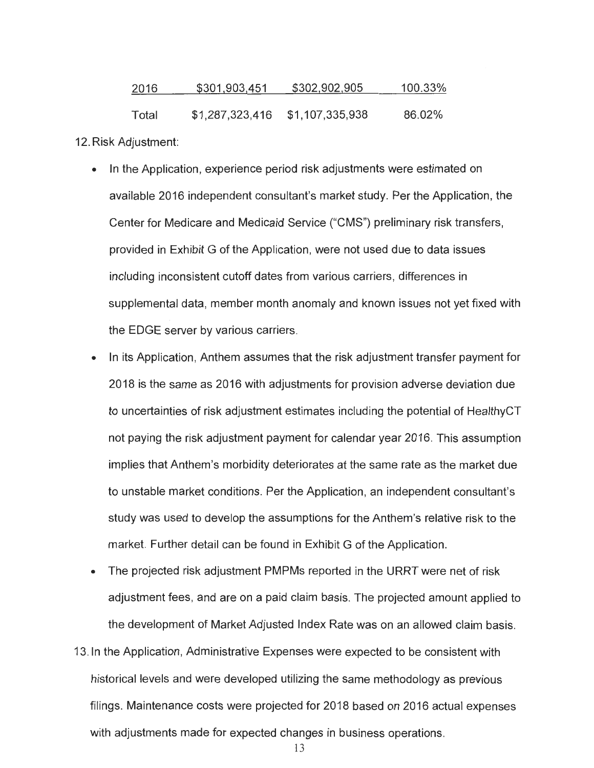| | | | |
|---|---|---|---|
| 2016 | $301,903,451 | $302,902,905 | 100.33% |
| Total | $1,287,323,416 | $1,107,335,938 | 86.02% |

12. Risk Adjustment:

- In the Application, experience period risk adjustments were estimated on available 2016 independent consultant's market study. Per the Application, the Center for Medicare and Medicaid Service ("CMS") preliminary risk transfers, provided in Exhibit G of the Application, were not used due to data issues including inconsistent cutoff dates from various carriers, differences in supplemental data, member month anomaly and known issues not yet fixed with the EDGE server by various carriers.
- In its Application, Anthem assumes that the risk adjustment transfer payment for 2018 is the same as 2016 with adjustments for provision adverse deviation due to uncertainties of risk adjustment estimates including the potential of HealthyCT not paying the risk adjustment payment for calendar year 2016. This assumption implies that Anthem's morbidity deteriorates at the same rate as the market due to unstable market conditions. Per the Application, an independent consultant's study was used to develop the assumptions for the Anthem's relative risk to the market. Further detail can be found in Exhibit G of the Application.
- The projected risk adjustment PMPMs reported in the URRT were net of risk adjustment fees, and are on a paid claim basis. The projected amount applied to the development of Market Adjusted Index Rate was on an allowed claim basis.

13. In the Application, Administrative Expenses were expected to be consistent with historical levels and were developed utilizing the same methodology as previous filings. Maintenance costs were projected for 2018 based on 2016 actual expenses with adjustments made for expected changes in business operations.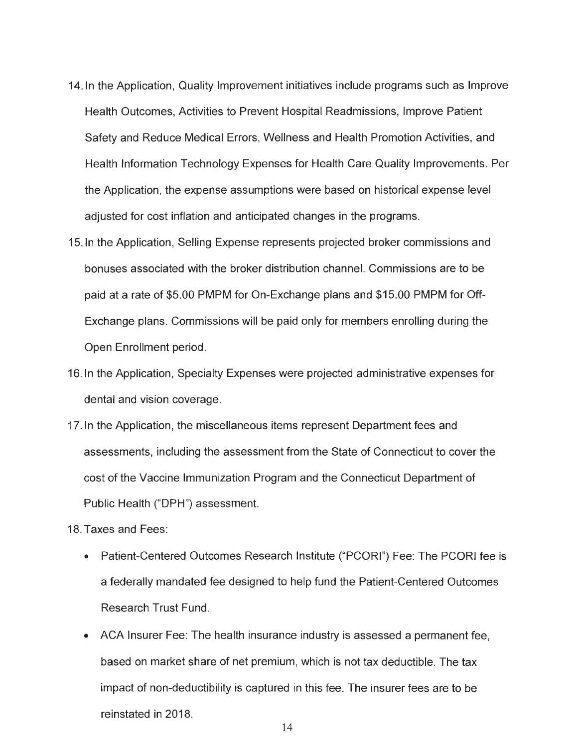14. In the Application, Quality Improvement initiatives include programs such as Improve Health Outcomes, Activities to Prevent Hospital Readmissions, Improve Patient Safety and Reduce Medical Errors, Wellness and Health Promotion Activities, and Health Information Technology Expenses for Health Care Quality Improvements. Per the Application, the expense assumptions were based on historical expense level adjusted for cost inflation and anticipated changes in the programs.
15. In the Application, Selling Expense represents projected broker commissions and bonuses associated with the broker distribution channel. Commissions are to be paid at a rate of $5.00 PMPM for On-Exchange plans and $15.00 PMPM for Off-Exchange plans. Commissions will be paid only for members enrolling during the Open Enrollment period.
16. In the Application, Specialty Expenses were projected administrative expenses for dental and vision coverage.
17. In the Application, the miscellaneous items represent Department fees and assessments, including the assessment from the State of Connecticut to cover the cost of the Vaccine Immunization Program and the Connecticut Department of Public Health ("DPH") assessment.
18. Taxes and Fees:
    - Patient-Centered Outcomes Research Institute ("PCORI") Fee: The PCORI fee is a federally mandated fee designed to help fund the Patient-Centered Outcomes Research Trust Fund.
    - ACA Insurer Fee: The health insurance industry is assessed a permanent fee, based on market share of net premium, which is not tax deductible. The tax impact of non-deductibility is captured in this fee. The insurer fees are to be reinstated in 2018.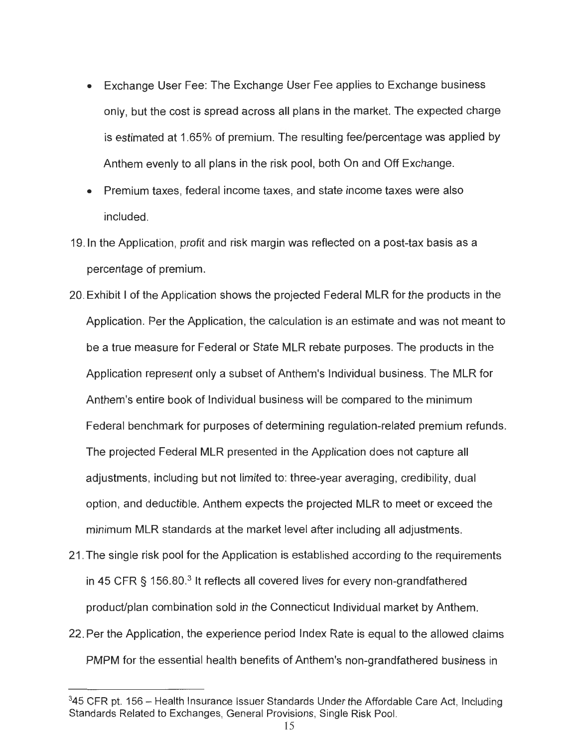- Exchange User Fee: The Exchange User Fee applies to Exchange business only, but the cost is spread across all plans in the market. The expected charge is estimated at 1.65% of premium. The resulting fee/percentage was applied by Anthem evenly to all plans in the risk pool, both On and Off Exchange.
- Premium taxes, federal income taxes, and state income taxes were also included.

19. In the Application, profit and risk margin was reflected on a post-tax basis as a percentage of premium.
20. Exhibit I of the Application shows the projected Federal MLR for the products in the Application. Per the Application, the calculation is an estimate and was not meant to be a true measure for Federal or State MLR rebate purposes. The products in the Application represent only a subset of Anthem's Individual business. The MLR for Anthem's entire book of Individual business will be compared to the minimum Federal benchmark for purposes of determining regulation-related premium refunds. The projected Federal MLR presented in the Application does not capture all adjustments, including but not limited to: three-year averaging, credibility, dual option, and deductible. Anthem expects the projected MLR to meet or exceed the minimum MLR standards at the market level after including all adjustments.
21. The single risk pool for the Application is established according to the requirements in 45 CFR § 156.80.[3] It reflects all covered lives for every non-grandfathered product/plan combination sold in the Connecticut Individual market by Anthem.
22. Per the Application, the experience period Index Rate is equal to the allowed claims PMPM for the essential health benefits of Anthem's non-grandfathered business in

---

[3] 45 CFR pt. 156 – Health Insurance Issuer Standards Under the Affordable Care Act, Including Standards Related to Exchanges, General Provisions, Single Risk Pool.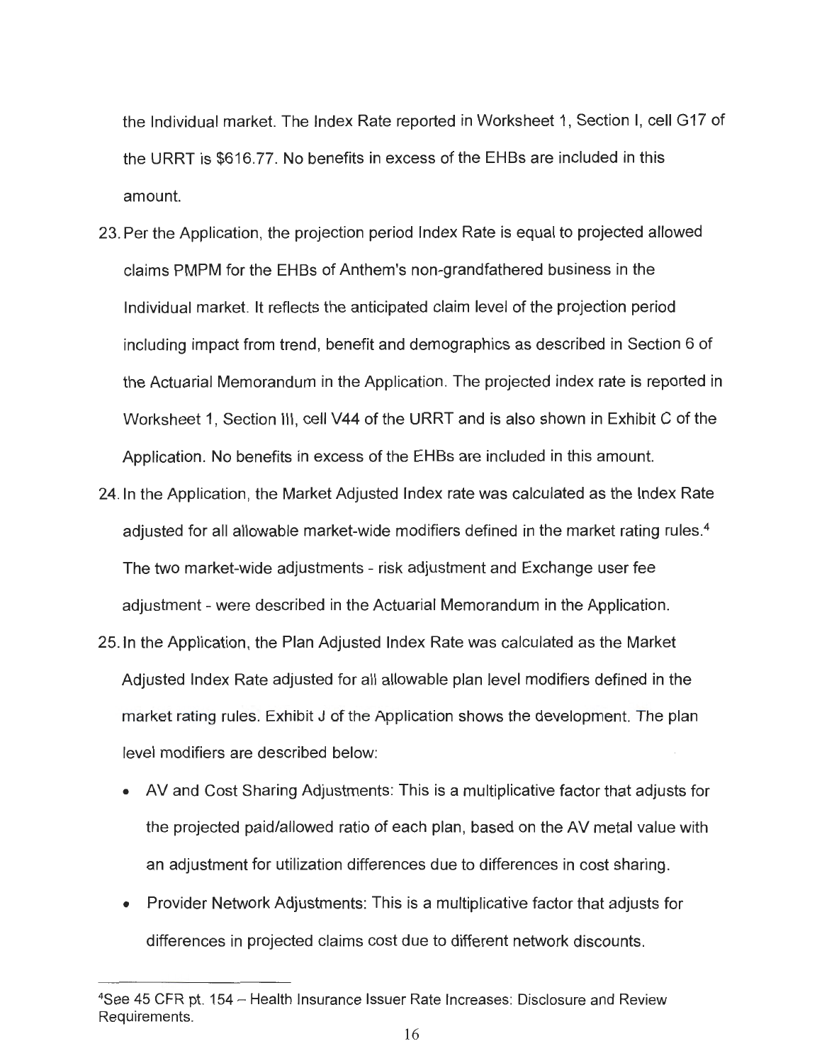the Individual market. The Index Rate reported in Worksheet 1, Section I, cell G17 of the URRT is $616.77. No benefits in excess of the EHBs are included in this amount.

23. Per the Application, the projection period Index Rate is equal to projected allowed claims PMPM for the EHBs of Anthem's non-grandfathered business in the Individual market. It reflects the anticipated claim level of the projection period including impact from trend, benefit and demographics as described in Section 6 of the Actuarial Memorandum in the Application. The projected index rate is reported in Worksheet 1, Section III, cell V44 of the URRT and is also shown in Exhibit C of the Application. No benefits in excess of the EHBs are included in this amount.

24. In the Application, the Market Adjusted Index rate was calculated as the Index Rate adjusted for all allowable market-wide modifiers defined in the market rating rules.[4] The two market-wide adjustments - risk adjustment and Exchange user fee adjustment - were described in the Actuarial Memorandum in the Application.

25. In the Application, the Plan Adjusted Index Rate was calculated as the Market Adjusted Index Rate adjusted for all allowable plan level modifiers defined in the market rating rules. Exhibit J of the Application shows the development. The plan level modifiers are described below:

    - AV and Cost Sharing Adjustments: This is a multiplicative factor that adjusts for the projected paid/allowed ratio of each plan, based on the AV metal value with an adjustment for utilization differences due to differences in cost sharing.
    - Provider Network Adjustments: This is a multiplicative factor that adjusts for differences in projected claims cost due to different network discounts.

---

[4] See 45 CFR pt. 154 – Health Insurance Issuer Rate Increases: Disclosure and Review Requirements.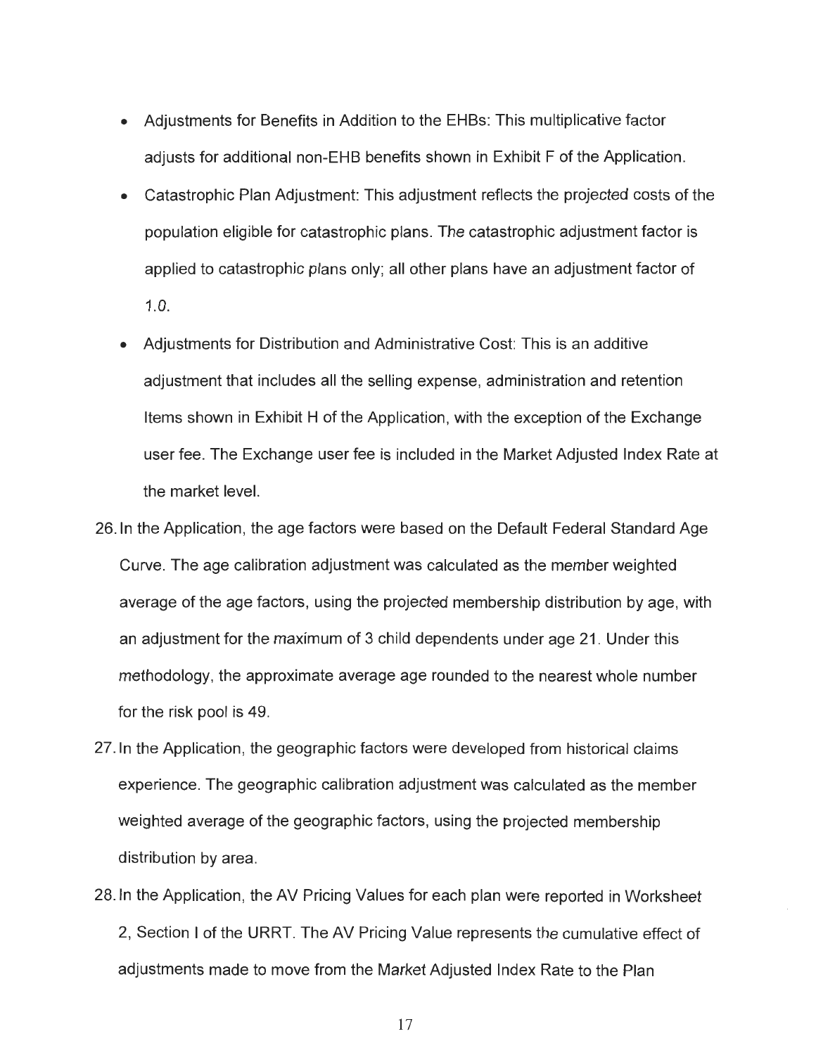- Adjustments for Benefits in Addition to the EHBs: This multiplicative factor adjusts for additional non-EHB benefits shown in Exhibit F of the Application.
- Catastrophic Plan Adjustment: This adjustment reflects the projected costs of the population eligible for catastrophic plans. The catastrophic adjustment factor is applied to catastrophic plans only; all other plans have an adjustment factor of 1.0.
- Adjustments for Distribution and Administrative Cost: This is an additive adjustment that includes all the selling expense, administration and retention Items shown in Exhibit H of the Application, with the exception of the Exchange user fee. The Exchange user fee is included in the Market Adjusted Index Rate at the market level.

26. In the Application, the age factors were based on the Default Federal Standard Age Curve. The age calibration adjustment was calculated as the member weighted average of the age factors, using the projected membership distribution by age, with an adjustment for the maximum of 3 child dependents under age 21. Under this methodology, the approximate average age rounded to the nearest whole number for the risk pool is 49.

27. In the Application, the geographic factors were developed from historical claims experience. The geographic calibration adjustment was calculated as the member weighted average of the geographic factors, using the projected membership distribution by area.

28. In the Application, the AV Pricing Values for each plan were reported in Worksheet 2, Section I of the URRT. The AV Pricing Value represents the cumulative effect of adjustments made to move from the Market Adjusted Index Rate to the Plan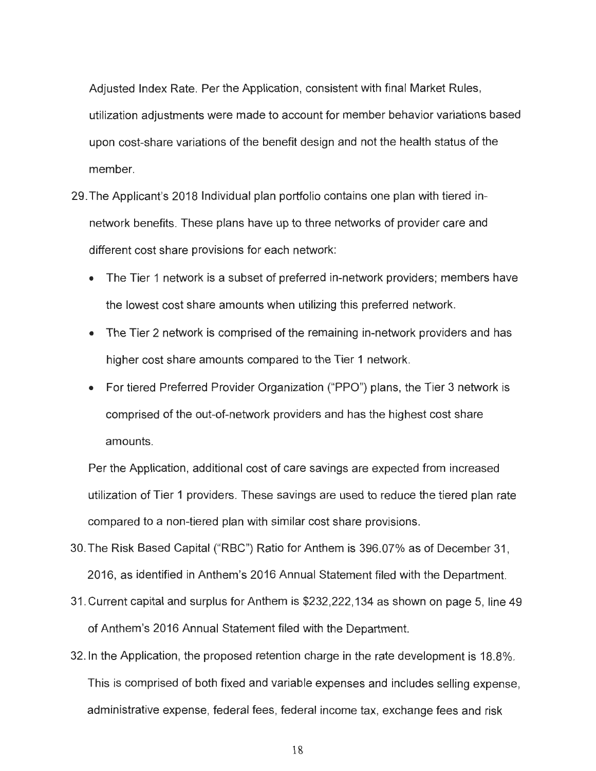Adjusted Index Rate. Per the Application, consistent with final Market Rules, utilization adjustments were made to account for member behavior variations based upon cost-share variations of the benefit design and not the health status of the member.

29. The Applicant's 2018 Individual plan portfolio contains one plan with tiered in-network benefits. These plans have up to three networks of provider care and different cost share provisions for each network:

    - The Tier 1 network is a subset of preferred in-network providers; members have the lowest cost share amounts when utilizing this preferred network.
    - The Tier 2 network is comprised of the remaining in-network providers and has higher cost share amounts compared to the Tier 1 network.
    - For tiered Preferred Provider Organization ("PPO") plans, the Tier 3 network is comprised of the out-of-network providers and has the highest cost share amounts.

    Per the Application, additional cost of care savings are expected from increased utilization of Tier 1 providers. These savings are used to reduce the tiered plan rate compared to a non-tiered plan with similar cost share provisions.

30. The Risk Based Capital ("RBC") Ratio for Anthem is 396.07% as of December 31, 2016, as identified in Anthem's 2016 Annual Statement filed with the Department.

31. Current capital and surplus for Anthem is $232,222,134 as shown on page 5, line 49 of Anthem's 2016 Annual Statement filed with the Department.

32. In the Application, the proposed retention charge in the rate development is 18.8%. This is comprised of both fixed and variable expenses and includes selling expense, administrative expense, federal fees, federal income tax, exchange fees and risk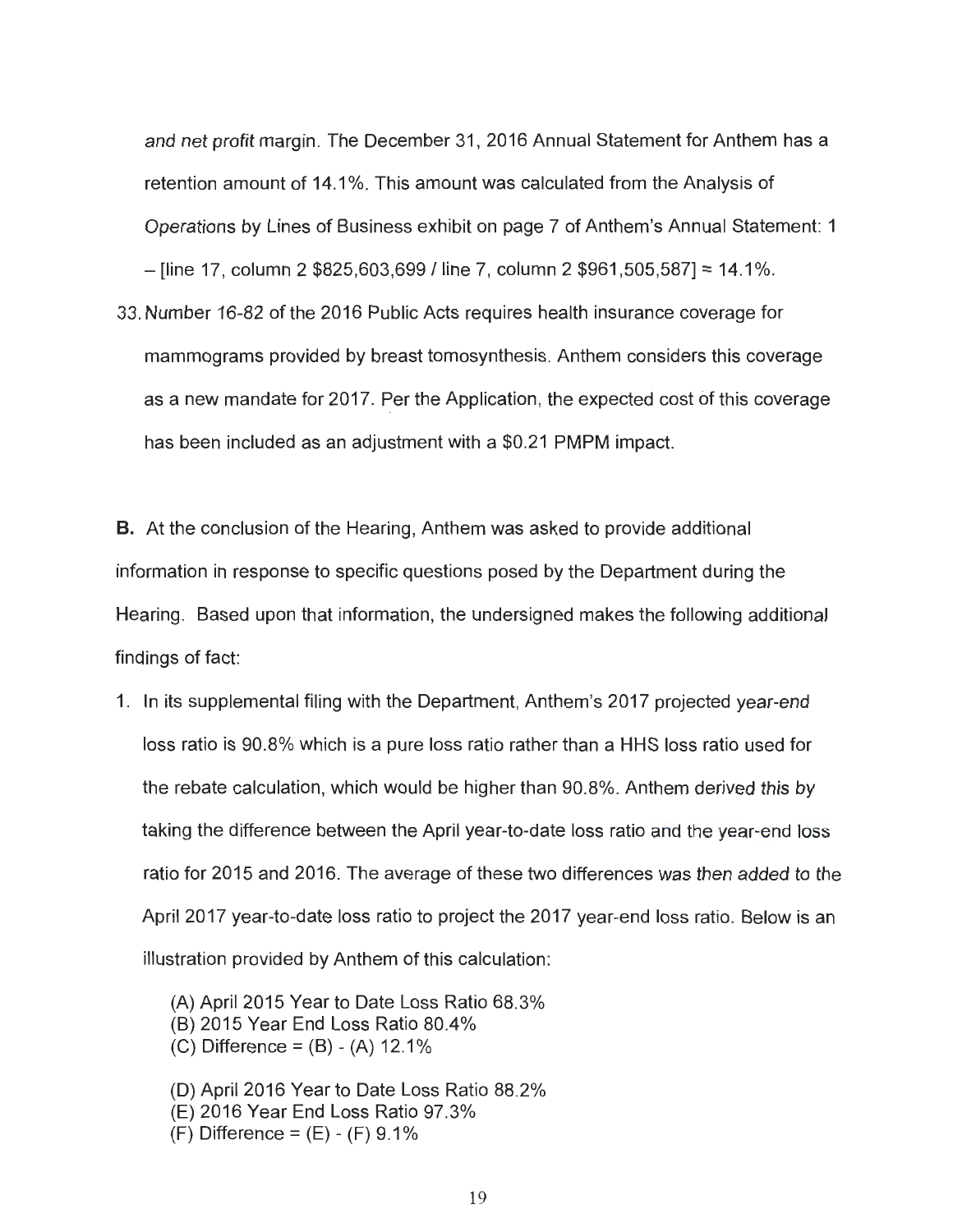*and net profit* margin. The December 31, 2016 Annual Statement for Anthem has a retention amount of 14.1%. This amount was calculated from the Analysis of *Operations* by Lines of Business exhibit on page 7 of Anthem's Annual Statement: 1 – [line 17, column 2 $825,603,699 / line 7, column 2 $961,505,587] ≈ 14.1%.

33. Number 16-82 of the 2016 Public Acts requires health insurance coverage for mammograms provided by breast tomosynthesis. Anthem considers this coverage as a new mandate for 2017. Per the Application, the expected cost of this coverage has been included as an adjustment with a $0.21 PMPM impact.

**B.** At the conclusion of the Hearing, Anthem was asked to provide additional information in response to specific questions posed by the Department during the Hearing. Based upon that information, the undersigned makes the following additional findings of fact:

1. In its supplemental filing with the Department, Anthem's 2017 projected year-end loss ratio is 90.8% which is a pure loss ratio rather than a HHS loss ratio used for the rebate calculation, which would be higher than 90.8%. Anthem derived this by taking the difference between the April year-to-date loss ratio and the year-end loss ratio for 2015 and 2016. The average of these two differences was then added to the April 2017 year-to-date loss ratio to project the 2017 year-end loss ratio. Below is an illustration provided by Anthem of this calculation:

   (A) April 2015 Year to Date Loss Ratio 68.3%
   (B) 2015 Year End Loss Ratio 80.4%
   (C) Difference = (B) - (A) 12.1%

   (D) April 2016 Year to Date Loss Ratio 88.2%
   (E) 2016 Year End Loss Ratio 97.3%
   (F) Difference = (E) - (F) 9.1%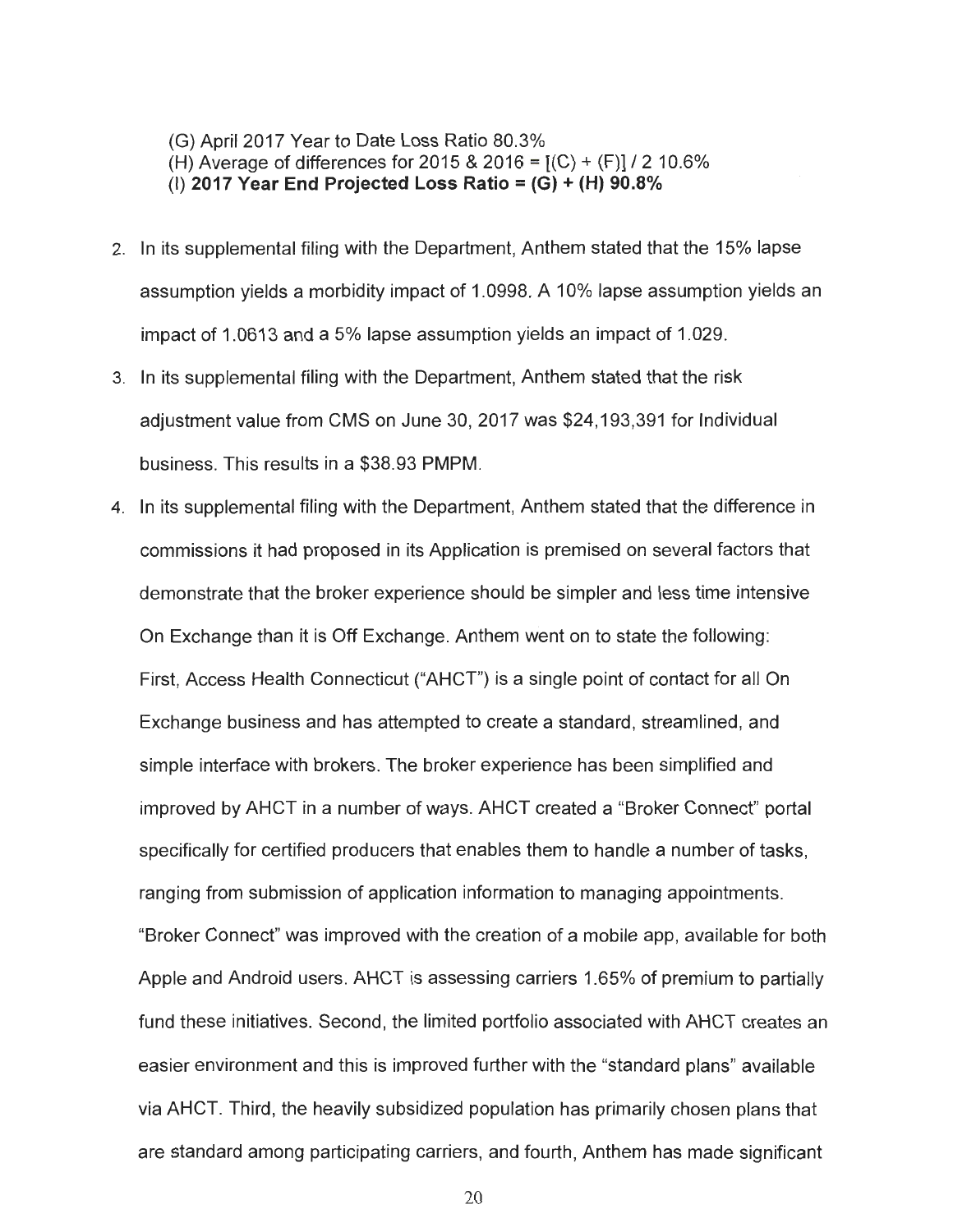(G) April 2017 Year to Date Loss Ratio 80.3%
(H) Average of differences for 2015 & 2016 = [(C) + (F)] / 2 10.6%
(I) **2017 Year End Projected Loss Ratio = (G) + (H) 90.8%**

2. In its supplemental filing with the Department, Anthem stated that the 15% lapse assumption yields a morbidity impact of 1.0998. A 10% lapse assumption yields an impact of 1.0613 and a 5% lapse assumption yields an impact of 1.029.
3. In its supplemental filing with the Department, Anthem stated that the risk adjustment value from CMS on June 30, 2017 was $24,193,391 for Individual business. This results in a $38.93 PMPM.
4. In its supplemental filing with the Department, Anthem stated that the difference in commissions it had proposed in its Application is premised on several factors that demonstrate that the broker experience should be simpler and less time intensive On Exchange than it is Off Exchange. Anthem went on to state the following: First, Access Health Connecticut ("AHCT") is a single point of contact for all On Exchange business and has attempted to create a standard, streamlined, and simple interface with brokers. The broker experience has been simplified and improved by AHCT in a number of ways. AHCT created a "Broker Connect" portal specifically for certified producers that enables them to handle a number of tasks, ranging from submission of application information to managing appointments. "Broker Connect" was improved with the creation of a mobile app, available for both Apple and Android users. AHCT is assessing carriers 1.65% of premium to partially fund these initiatives. Second, the limited portfolio associated with AHCT creates an easier environment and this is improved further with the "standard plans" available via AHCT. Third, the heavily subsidized population has primarily chosen plans that are standard among participating carriers, and fourth, Anthem has made significant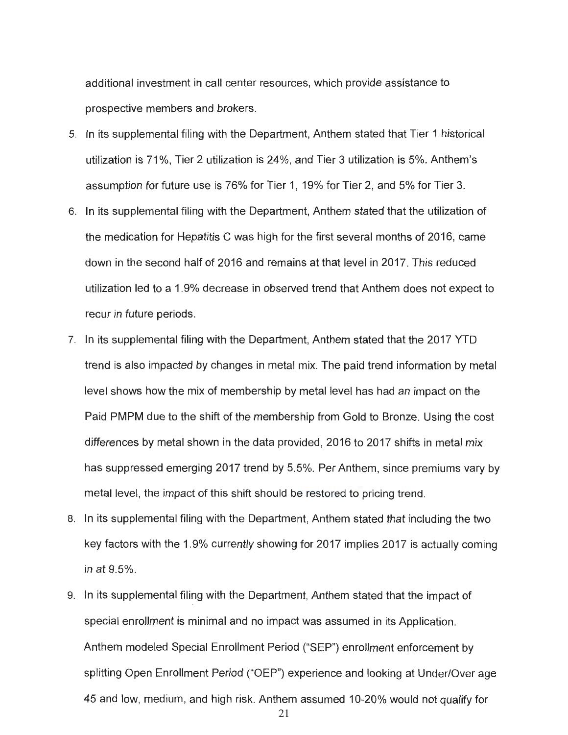additional investment in call center resources, which provide assistance to prospective members and brokers.

5. In its supplemental filing with the Department, Anthem stated that Tier 1 historical utilization is 71%, Tier 2 utilization is 24%, and Tier 3 utilization is 5%. Anthem's assumption for future use is 76% for Tier 1, 19% for Tier 2, and 5% for Tier 3.
6. In its supplemental filing with the Department, Anthem stated that the utilization of the medication for Hepatitis C was high for the first several months of 2016, came down in the second half of 2016 and remains at that level in 2017. This reduced utilization led to a 1.9% decrease in observed trend that Anthem does not expect to recur in future periods.
7. In its supplemental filing with the Department, Anthem stated that the 2017 YTD trend is also impacted by changes in metal mix. The paid trend information by metal level shows how the mix of membership by metal level has had an impact on the Paid PMPM due to the shift of the membership from Gold to Bronze. Using the cost differences by metal shown in the data provided, 2016 to 2017 shifts in metal mix has suppressed emerging 2017 trend by 5.5%. Per Anthem, since premiums vary by metal level, the impact of this shift should be restored to pricing trend.
8. In its supplemental filing with the Department, Anthem stated that including the two key factors with the 1.9% currently showing for 2017 implies 2017 is actually coming in at 9.5%.
9. In its supplemental filing with the Department, Anthem stated that the impact of special enrollment is minimal and no impact was assumed in its Application. Anthem modeled Special Enrollment Period ("SEP") enrollment enforcement by splitting Open Enrollment Period ("OEP") experience and looking at Under/Over age 45 and low, medium, and high risk. Anthem assumed 10-20% would not qualify for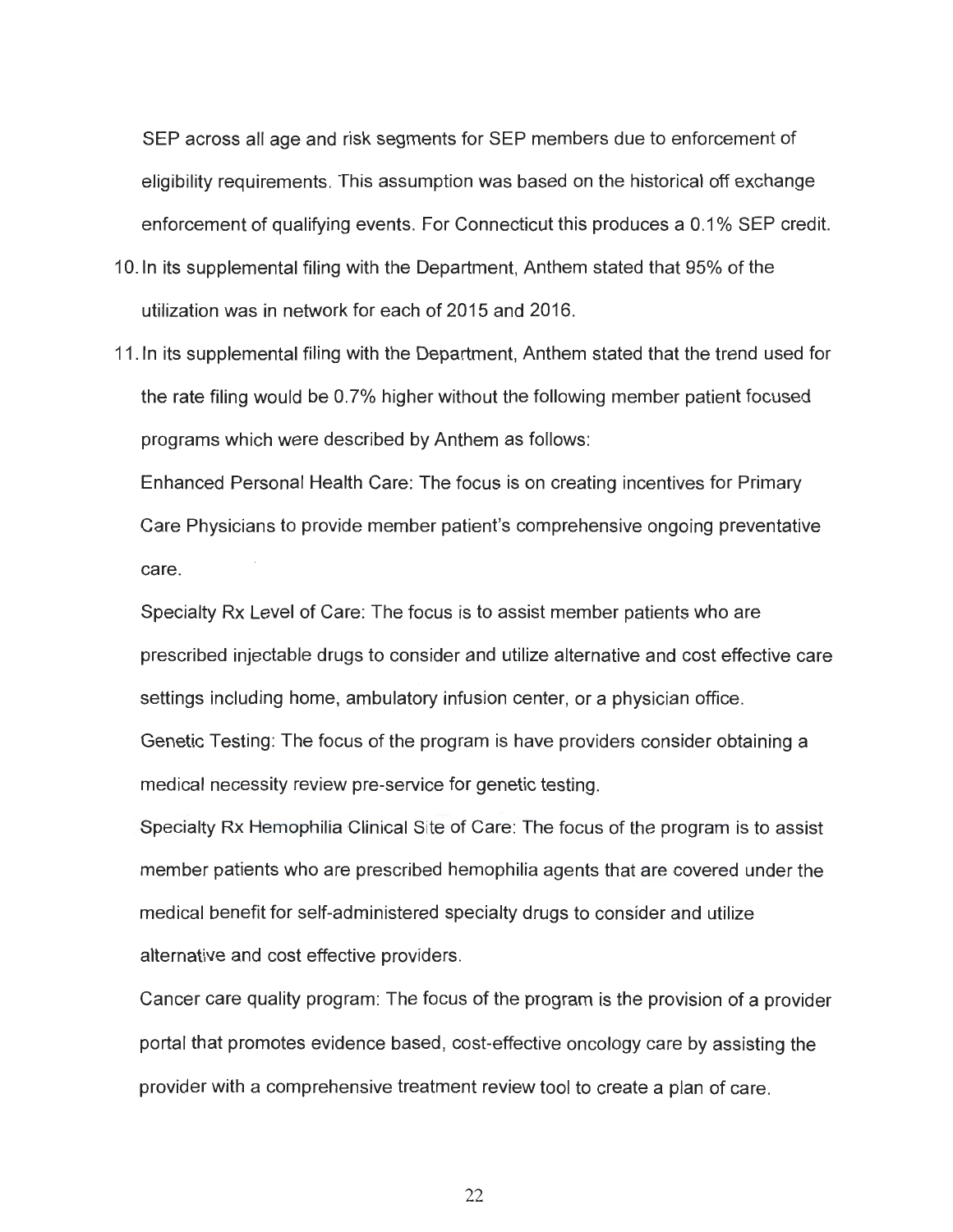SEP across all age and risk segments for SEP members due to enforcement of eligibility requirements. This assumption was based on the historical off exchange enforcement of qualifying events. For Connecticut this produces a 0.1% SEP credit.

10. In its supplemental filing with the Department, Anthem stated that 95% of the utilization was in network for each of 2015 and 2016.

11. In its supplemental filing with the Department, Anthem stated that the trend used for the rate filing would be 0.7% higher without the following member patient focused programs which were described by Anthem as follows:

    Enhanced Personal Health Care: The focus is on creating incentives for Primary Care Physicians to provide member patient's comprehensive ongoing preventative care.

    Specialty Rx Level of Care: The focus is to assist member patients who are prescribed injectable drugs to consider and utilize alternative and cost effective care settings including home, ambulatory infusion center, or a physician office.

    Genetic Testing: The focus of the program is have providers consider obtaining a medical necessity review pre-service for genetic testing.

    Specialty Rx Hemophilia Clinical Site of Care: The focus of the program is to assist member patients who are prescribed hemophilia agents that are covered under the medical benefit for self-administered specialty drugs to consider and utilize alternative and cost effective providers.

    Cancer care quality program: The focus of the program is the provision of a provider portal that promotes evidence based, cost-effective oncology care by assisting the provider with a comprehensive treatment review tool to create a plan of care.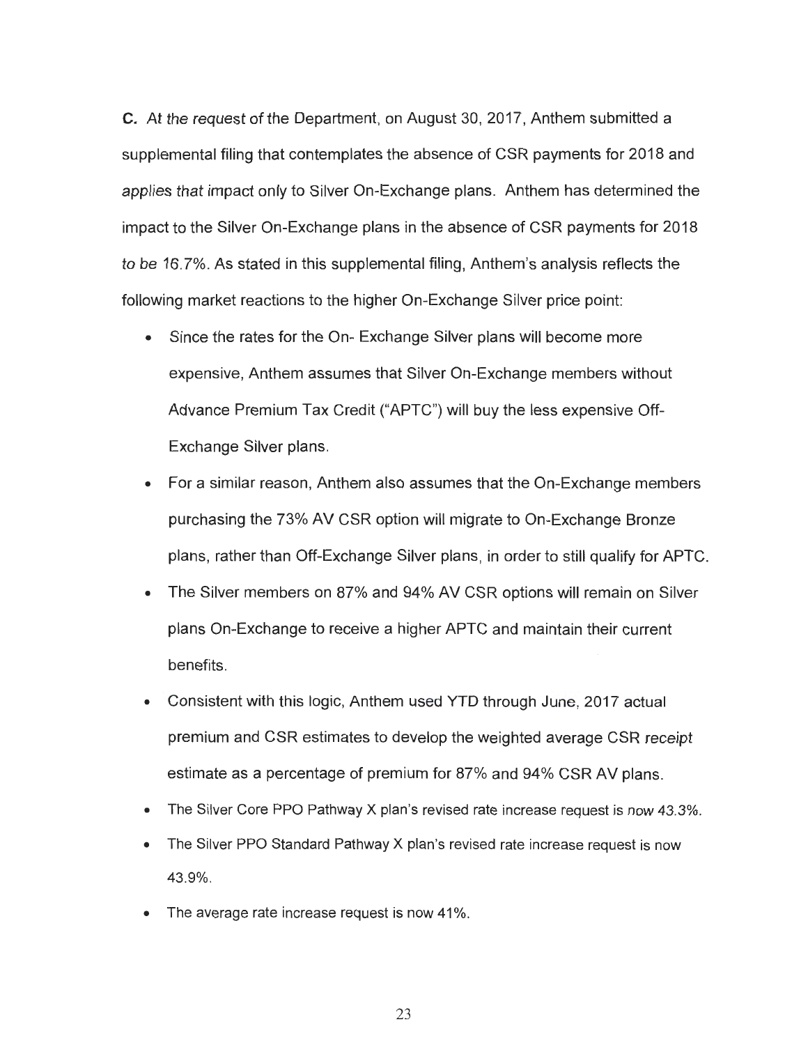**C.** At the request of the Department, on August 30, 2017, Anthem submitted a supplemental filing that contemplates the absence of CSR payments for 2018 and applies that impact only to Silver On-Exchange plans. Anthem has determined the impact to the Silver On-Exchange plans in the absence of CSR payments for 2018 to be 16.7%. As stated in this supplemental filing, Anthem's analysis reflects the following market reactions to the higher On-Exchange Silver price point:

- Since the rates for the On- Exchange Silver plans will become more expensive, Anthem assumes that Silver On-Exchange members without Advance Premium Tax Credit ("APTC") will buy the less expensive Off-Exchange Silver plans.
- For a similar reason, Anthem also assumes that the On-Exchange members purchasing the 73% AV CSR option will migrate to On-Exchange Bronze plans, rather than Off-Exchange Silver plans, in order to still qualify for APTC.
- The Silver members on 87% and 94% AV CSR options will remain on Silver plans On-Exchange to receive a higher APTC and maintain their current benefits.
- Consistent with this logic, Anthem used YTD through June, 2017 actual premium and CSR estimates to develop the weighted average CSR receipt estimate as a percentage of premium for 87% and 94% CSR AV plans.
- The Silver Core PPO Pathway X plan's revised rate increase request is now 43.3%.
- The Silver PPO Standard Pathway X plan's revised rate increase request is now 43.9%.
- The average rate increase request is now 41%.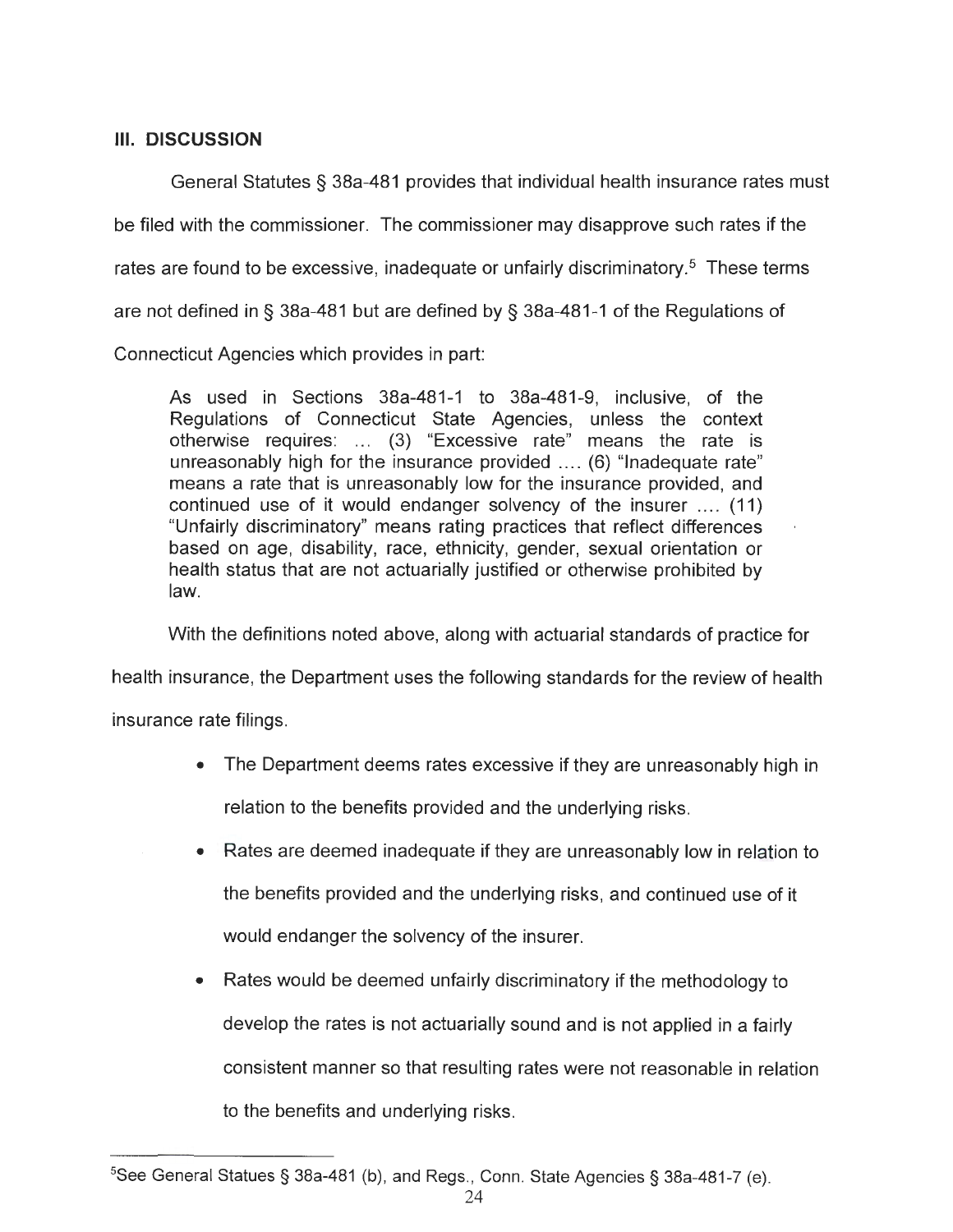## III. DISCUSSION

General Statutes § 38a-481 provides that individual health insurance rates must be filed with the commissioner. The commissioner may disapprove such rates if the rates are found to be excessive, inadequate or unfairly discriminatory.[5] These terms are not defined in § 38a-481 but are defined by § 38a-481-1 of the Regulations of Connecticut Agencies which provides in part:

> As used in Sections 38a-481-1 to 38a-481-9, inclusive, of the Regulations of Connecticut State Agencies, unless the context otherwise requires: ... (3) "Excessive rate" means the rate is unreasonably high for the insurance provided .... (6) "Inadequate rate" means a rate that is unreasonably low for the insurance provided, and continued use of it would endanger solvency of the insurer .... (11) "Unfairly discriminatory" means rating practices that reflect differences based on age, disability, race, ethnicity, gender, sexual orientation or health status that are not actuarially justified or otherwise prohibited by law.

With the definitions noted above, along with actuarial standards of practice for health insurance, the Department uses the following standards for the review of health insurance rate filings.

- The Department deems rates excessive if they are unreasonably high in relation to the benefits provided and the underlying risks.
- Rates are deemed inadequate if they are unreasonably low in relation to the benefits provided and the underlying risks, and continued use of it would endanger the solvency of the insurer.
- Rates would be deemed unfairly discriminatory if the methodology to develop the rates is not actuarially sound and is not applied in a fairly consistent manner so that resulting rates were not reasonable in relation to the benefits and underlying risks.

---

[5] See General Statues § 38a-481 (b), and Regs., Conn. State Agencies § 38a-481-7 (e).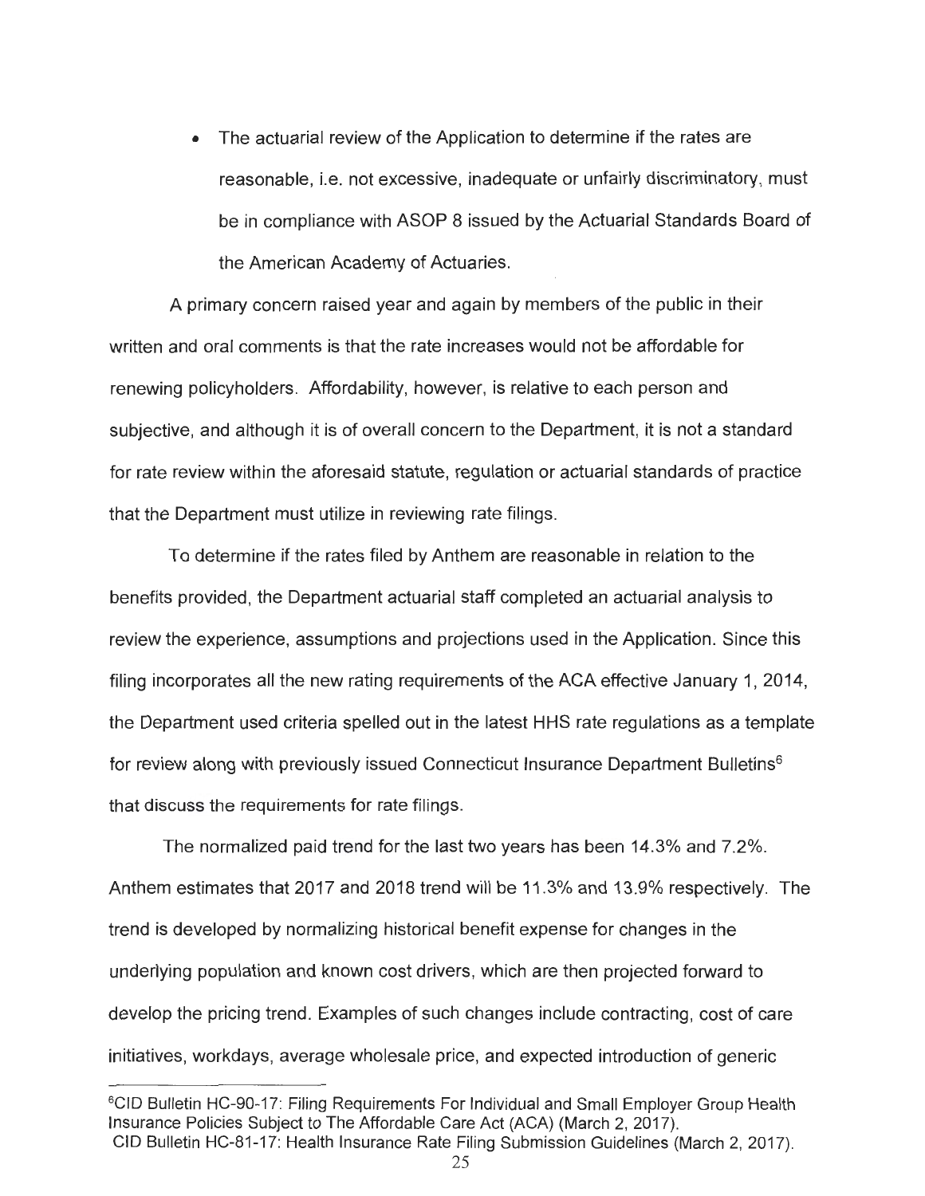- The actuarial review of the Application to determine if the rates are reasonable, i.e. not excessive, inadequate or unfairly discriminatory, must be in compliance with ASOP 8 issued by the Actuarial Standards Board of the American Academy of Actuaries.

A primary concern raised year and again by members of the public in their written and oral comments is that the rate increases would not be affordable for renewing policyholders. Affordability, however, is relative to each person and subjective, and although it is of overall concern to the Department, it is not a standard for rate review within the aforesaid statute, regulation or actuarial standards of practice that the Department must utilize in reviewing rate filings.

To determine if the rates filed by Anthem are reasonable in relation to the benefits provided, the Department actuarial staff completed an actuarial analysis to review the experience, assumptions and projections used in the Application. Since this filing incorporates all the new rating requirements of the ACA effective January 1, 2014, the Department used criteria spelled out in the latest HHS rate regulations as a template for review along with previously issued Connecticut Insurance Department Bulletins[6] that discuss the requirements for rate filings.

The normalized paid trend for the last two years has been 14.3% and 7.2%. Anthem estimates that 2017 and 2018 trend will be 11.3% and 13.9% respectively. The trend is developed by normalizing historical benefit expense for changes in the underlying population and known cost drivers, which are then projected forward to develop the pricing trend. Examples of such changes include contracting, cost of care initiatives, workdays, average wholesale price, and expected introduction of generic

---

[6]CID Bulletin HC-90-17: Filing Requirements For Individual and Small Employer Group Health Insurance Policies Subject to The Affordable Care Act (ACA) (March 2, 2017).
CID Bulletin HC-81-17: Health Insurance Rate Filing Submission Guidelines (March 2, 2017).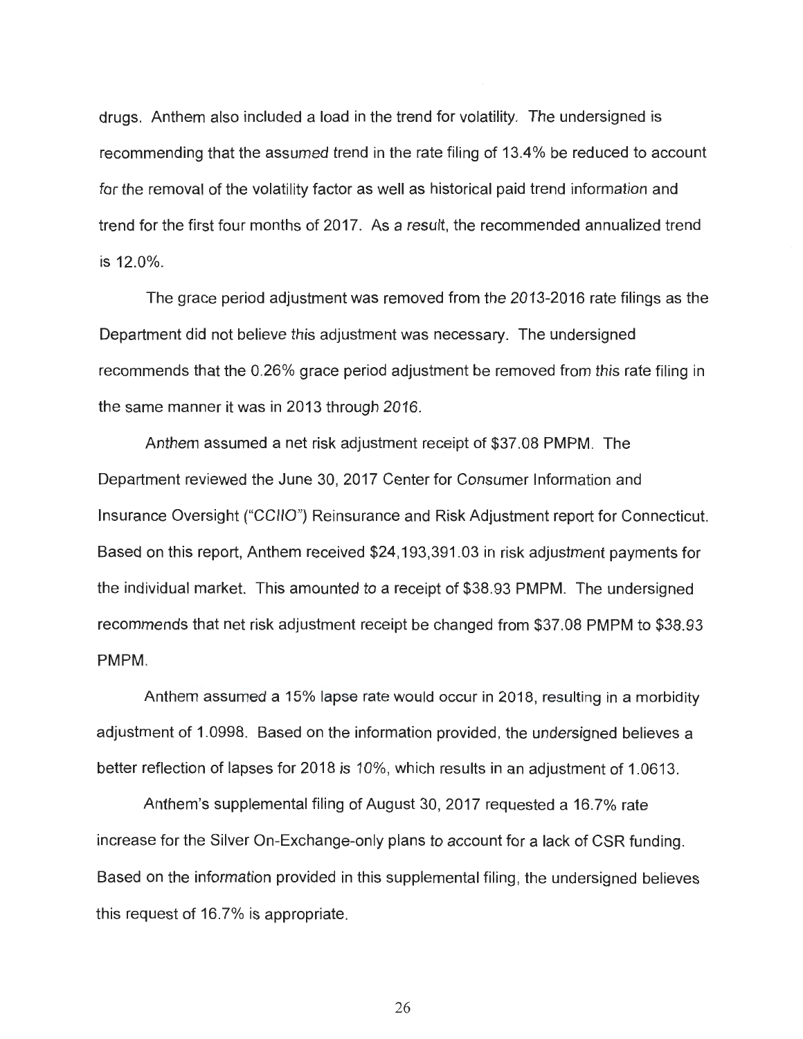drugs. Anthem also included a load in the trend for volatility. The undersigned is recommending that the assumed trend in the rate filing of 13.4% be reduced to account for the removal of the volatility factor as well as historical paid trend information and trend for the first four months of 2017. As a result, the recommended annualized trend is 12.0%.

The grace period adjustment was removed from the 2013-2016 rate filings as the Department did not believe this adjustment was necessary. The undersigned recommends that the 0.26% grace period adjustment be removed from this rate filing in the same manner it was in 2013 through 2016.

Anthem assumed a net risk adjustment receipt of $37.08 PMPM. The Department reviewed the June 30, 2017 Center for Consumer Information and Insurance Oversight ("CCIIO") Reinsurance and Risk Adjustment report for Connecticut. Based on this report, Anthem received $24,193,391.03 in risk adjustment payments for the individual market. This amounted to a receipt of $38.93 PMPM. The undersigned recommends that net risk adjustment receipt be changed from $37.08 PMPM to $38.93 PMPM.

Anthem assumed a 15% lapse rate would occur in 2018, resulting in a morbidity adjustment of 1.0998. Based on the information provided, the undersigned believes a better reflection of lapses for 2018 is 10%, which results in an adjustment of 1.0613.

Anthem's supplemental filing of August 30, 2017 requested a 16.7% rate increase for the Silver On-Exchange-only plans to account for a lack of CSR funding. Based on the information provided in this supplemental filing, the undersigned believes this request of 16.7% is appropriate.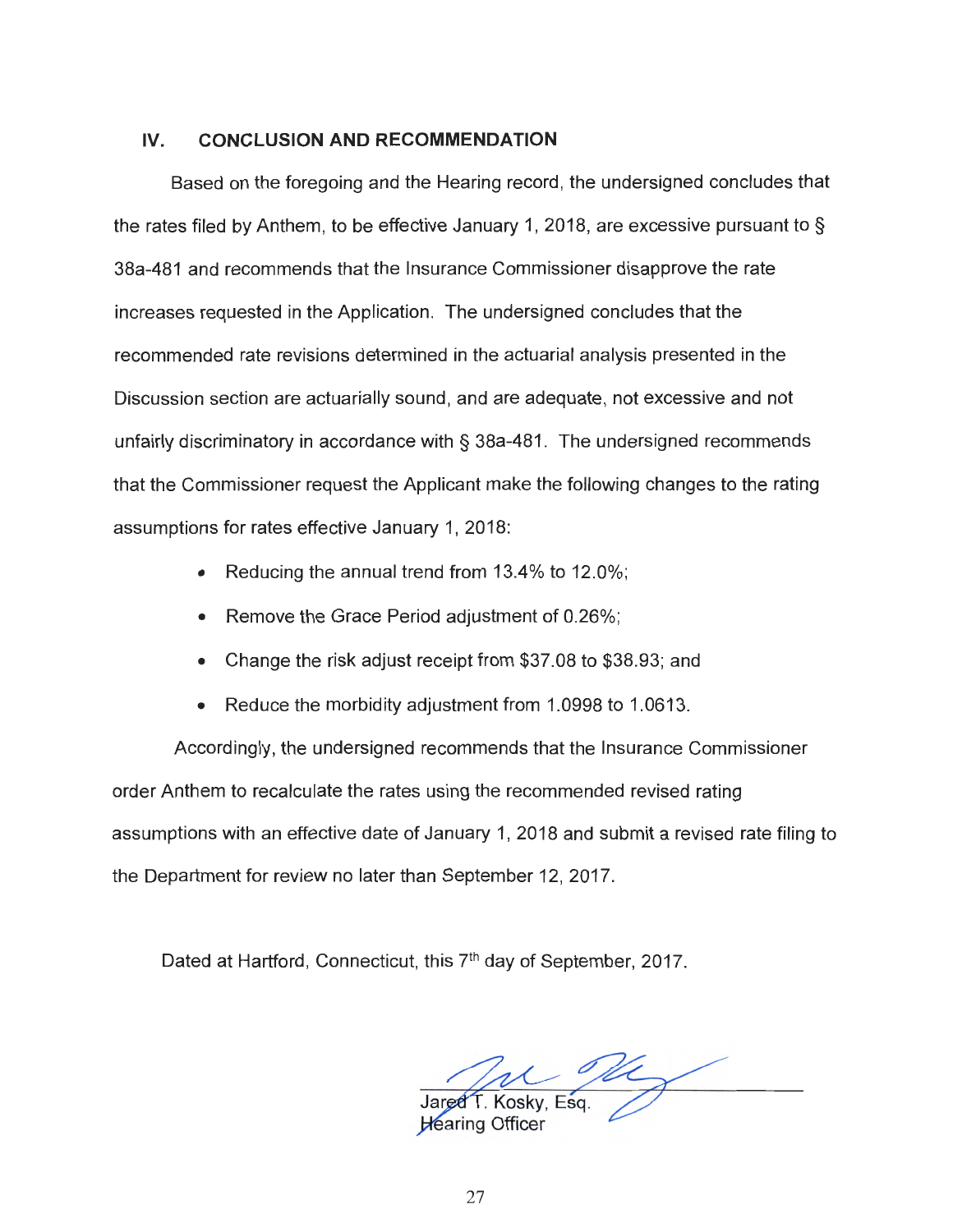## IV. CONCLUSION AND RECOMMENDATION

Based on the foregoing and the Hearing record, the undersigned concludes that the rates filed by Anthem, to be effective January 1, 2018, are excessive pursuant to § 38a-481 and recommends that the Insurance Commissioner disapprove the rate increases requested in the Application. The undersigned concludes that the recommended rate revisions determined in the actuarial analysis presented in the Discussion section are actuarially sound, and are adequate, not excessive and not unfairly discriminatory in accordance with § 38a-481. The undersigned recommends that the Commissioner request the Applicant make the following changes to the rating assumptions for rates effective January 1, 2018:

- Reducing the annual trend from 13.4% to 12.0%;
- Remove the Grace Period adjustment of 0.26%;
- Change the risk adjust receipt from $37.08 to $38.93; and
- Reduce the morbidity adjustment from 1.0998 to 1.0613.

Accordingly, the undersigned recommends that the Insurance Commissioner order Anthem to recalculate the rates using the recommended revised rating assumptions with an effective date of January 1, 2018 and submit a revised rate filing to the Department for review no later than September 12, 2017.

Dated at Hartford, Connecticut, this 7th day of September, 2017.

Jared T. Kosky, Esq.
Hearing Officer